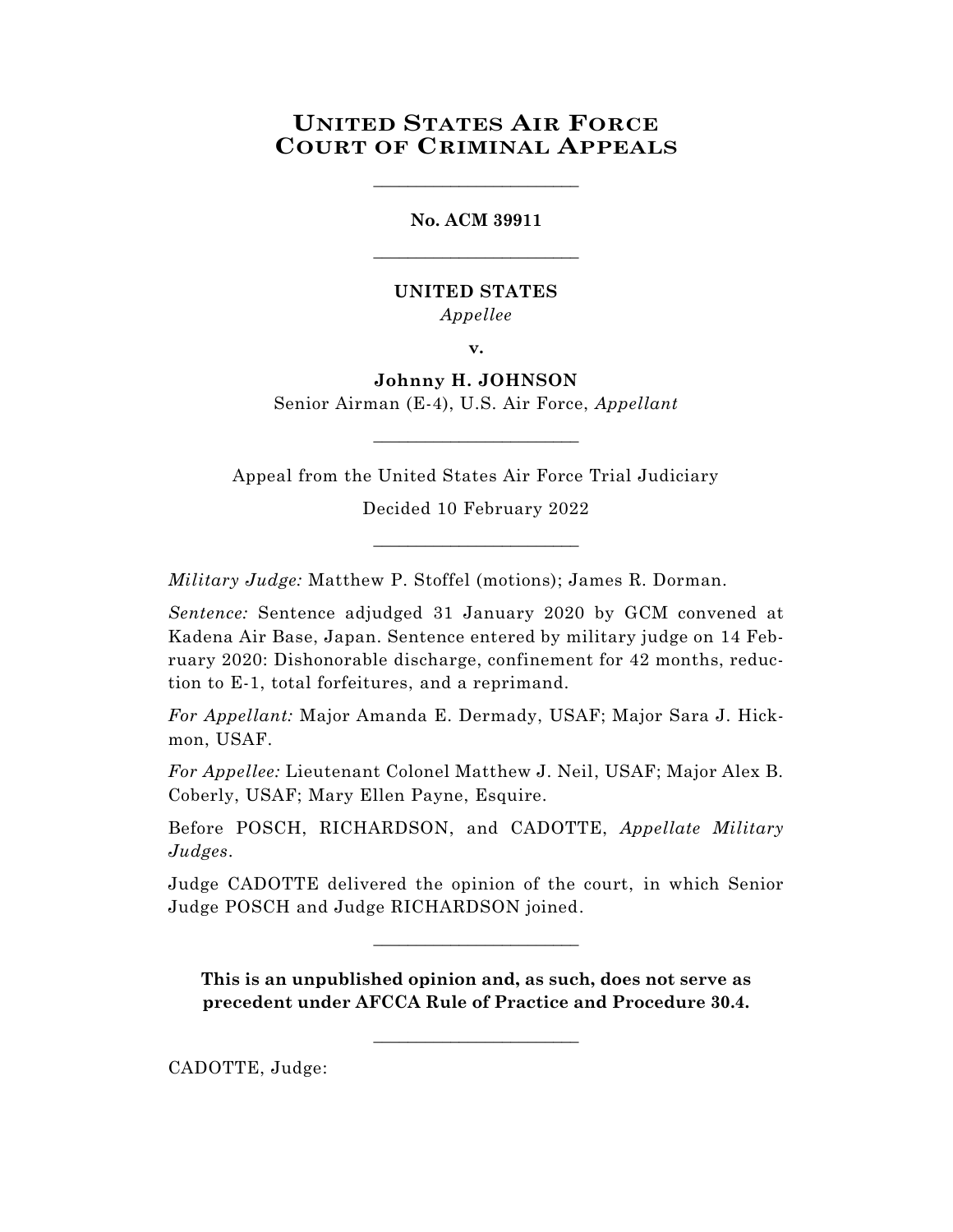# United States Air Force Court of Criminal Appeals

________________________

**No. ACM 39911**

________________________

**UNITED STATES**

*Appellee*

**v.**

**Johnny H. JOHNSON**

Senior Airman (E-4), U.S. Air Force, *Appellant*

________________________

Appeal from the United States Air Force Trial Judiciary

Decided 10 February 2022

________________________

*Military Judge:* Matthew P. Stoffel (motions); James R. Dorman.

*Sentence:* Sentence adjudged 31 January 2020 by GCM convened at Kadena Air Base, Japan. Sentence entered by military judge on 14 February 2020: Dishonorable discharge, confinement for 42 months, reduction to E-1, total forfeitures, and a reprimand.

*For Appellant:* Major Amanda E. Dermady, USAF; Major Sara J. Hickmon, USAF.

*For Appellee:* Lieutenant Colonel Matthew J. Neil, USAF; Major Alex B. Coberly, USAF; Mary Ellen Payne, Esquire.

Before POSCH, RICHARDSON, and CADOTTE, *Appellate Military Judges*.

Judge CADOTTE delivered the opinion of the court, in which Senior Judge POSCH and Judge RICHARDSON joined.

________________________

**This is an unpublished opinion and, as such, does not serve as precedent under AFCCA Rule of Practice and Procedure 30.4.**

________________________

CADOTTE, Judge: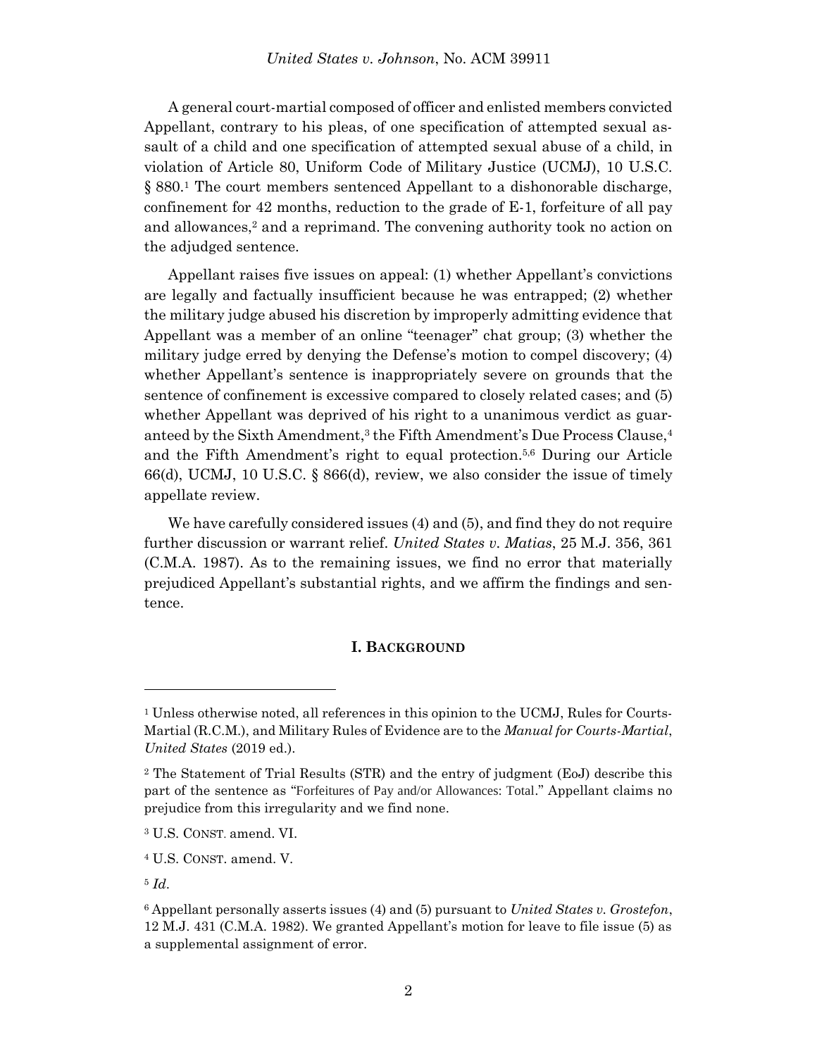A general court-martial composed of officer and enlisted members convicted Appellant, contrary to his pleas, of one specification of attempted sexual assault of a child and one specification of attempted sexual abuse of a child, in violation of Article 80, Uniform Code of Military Justice (UCMJ), 10 U.S.C. § 880.[1] The court members sentenced Appellant to a dishonorable discharge, confinement for 42 months, reduction to the grade of E-1, forfeiture of all pay and allowances,[2] and a reprimand. The convening authority took no action on the adjudged sentence.

Appellant raises five issues on appeal: (1) whether Appellant's convictions are legally and factually insufficient because he was entrapped; (2) whether the military judge abused his discretion by improperly admitting evidence that Appellant was a member of an online "teenager" chat group; (3) whether the military judge erred by denying the Defense's motion to compel discovery; (4) whether Appellant's sentence is inappropriately severe on grounds that the sentence of confinement is excessive compared to closely related cases; and (5) whether Appellant was deprived of his right to a unanimous verdict as guaranteed by the Sixth Amendment,[3] the Fifth Amendment's Due Process Clause,[4] and the Fifth Amendment's right to equal protection.[5,6] During our Article 66(d), UCMJ, 10 U.S.C. § 866(d), review, we also consider the issue of timely appellate review.

We have carefully considered issues (4) and (5), and find they do not require further discussion or warrant relief. *United States v. Matias*, 25 M.J. 356, 361 (C.M.A. 1987). As to the remaining issues, we find no error that materially prejudiced Appellant's substantial rights, and we affirm the findings and sentence.

## I. BACKGROUND

---

[1] Unless otherwise noted, all references in this opinion to the UCMJ, Rules for Courts-Martial (R.C.M.), and Military Rules of Evidence are to the *Manual for Courts-Martial, United States* (2019 ed.).

[2] The Statement of Trial Results (STR) and the entry of judgment (EoJ) describe this part of the sentence as "Forfeitures of Pay and/or Allowances: Total." Appellant claims no prejudice from this irregularity and we find none.

[3] U.S. CONST. amend. VI.

[4] U.S. CONST. amend. V.

[5] *Id*.

[6] Appellant personally asserts issues (4) and (5) pursuant to *United States v. Grostefon*, 12 M.J. 431 (C.M.A. 1982). We granted Appellant's motion for leave to file issue (5) as a supplemental assignment of error.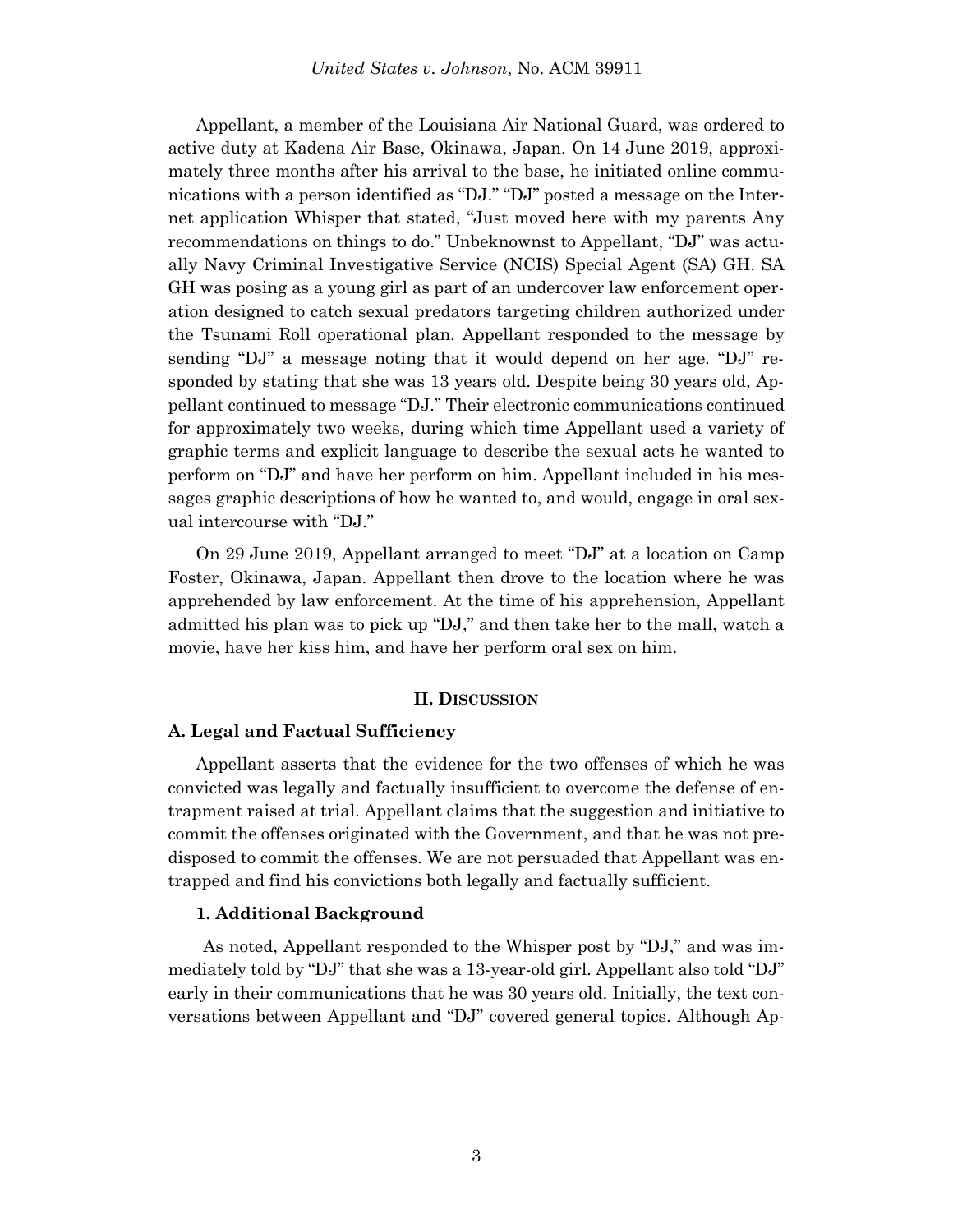Appellant, a member of the Louisiana Air National Guard, was ordered to active duty at Kadena Air Base, Okinawa, Japan. On 14 June 2019, approximately three months after his arrival to the base, he initiated online communications with a person identified as "DJ." "DJ" posted a message on the Internet application Whisper that stated, "Just moved here with my parents Any recommendations on things to do." Unbeknownst to Appellant, "DJ" was actually Navy Criminal Investigative Service (NCIS) Special Agent (SA) GH. SA GH was posing as a young girl as part of an undercover law enforcement operation designed to catch sexual predators targeting children authorized under the Tsunami Roll operational plan. Appellant responded to the message by sending "DJ" a message noting that it would depend on her age. "DJ" responded by stating that she was 13 years old. Despite being 30 years old, Appellant continued to message "DJ." Their electronic communications continued for approximately two weeks, during which time Appellant used a variety of graphic terms and explicit language to describe the sexual acts he wanted to perform on "DJ" and have her perform on him. Appellant included in his messages graphic descriptions of how he wanted to, and would, engage in oral sexual intercourse with "DJ."

On 29 June 2019, Appellant arranged to meet "DJ" at a location on Camp Foster, Okinawa, Japan. Appellant then drove to the location where he was apprehended by law enforcement. At the time of his apprehension, Appellant admitted his plan was to pick up "DJ," and then take her to the mall, watch a movie, have her kiss him, and have her perform oral sex on him.

## II. DISCUSSION

### A. Legal and Factual Sufficiency

Appellant asserts that the evidence for the two offenses of which he was convicted was legally and factually insufficient to overcome the defense of entrapment raised at trial. Appellant claims that the suggestion and initiative to commit the offenses originated with the Government, and that he was not predisposed to commit the offenses. We are not persuaded that Appellant was entrapped and find his convictions both legally and factually sufficient.

#### 1. Additional Background

As noted, Appellant responded to the Whisper post by "DJ," and was immediately told by "DJ" that she was a 13-year-old girl. Appellant also told "DJ" early in their communications that he was 30 years old. Initially, the text conversations between Appellant and "DJ" covered general topics. Although Ap-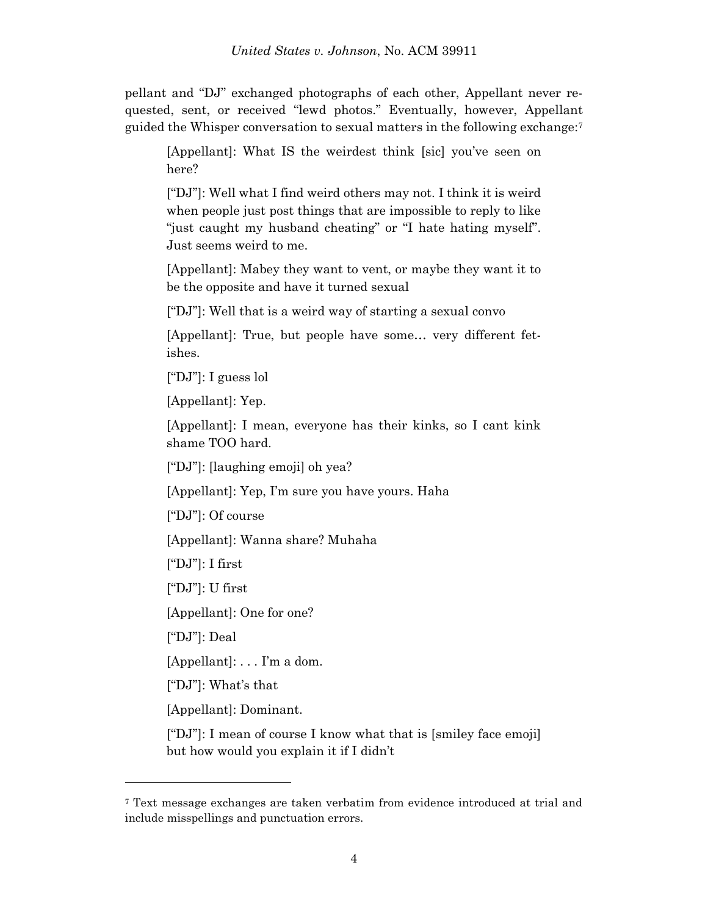pellant and "DJ" exchanged photographs of each other, Appellant never requested, sent, or received "lewd photos." Eventually, however, Appellant guided the Whisper conversation to sexual matters in the following exchange:[7]

> [Appellant]: What IS the weirdest think [sic] you've seen on here?
>
> ["DJ"]: Well what I find weird others may not. I think it is weird when people just post things that are impossible to reply to like "just caught my husband cheating" or "I hate hating myself". Just seems weird to me.
>
> [Appellant]: Mabey they want to vent, or maybe they want it to be the opposite and have it turned sexual
>
> ["DJ"]: Well that is a weird way of starting a sexual convo
>
> [Appellant]: True, but people have some… very different fetishes.
>
> ["DJ"]: I guess lol
>
> [Appellant]: Yep.
>
> [Appellant]: I mean, everyone has their kinks, so I cant kink shame TOO hard.
>
> ["DJ"]: [laughing emoji] oh yea?
>
> [Appellant]: Yep, I'm sure you have yours. Haha
>
> ["DJ"]: Of course
>
> [Appellant]: Wanna share? Muhaha
>
> ["DJ"]: I first
>
> ["DJ"]: U first
>
> [Appellant]: One for one?
>
> ["DJ"]: Deal
>
> [Appellant]: . . . I'm a dom.
>
> ["DJ"]: What's that
>
> [Appellant]: Dominant.
>
> ["DJ"]: I mean of course I know what that is [smiley face emoji] but how would you explain it if I didn't

---

[7] Text message exchanges are taken verbatim from evidence introduced at trial and include misspellings and punctuation errors.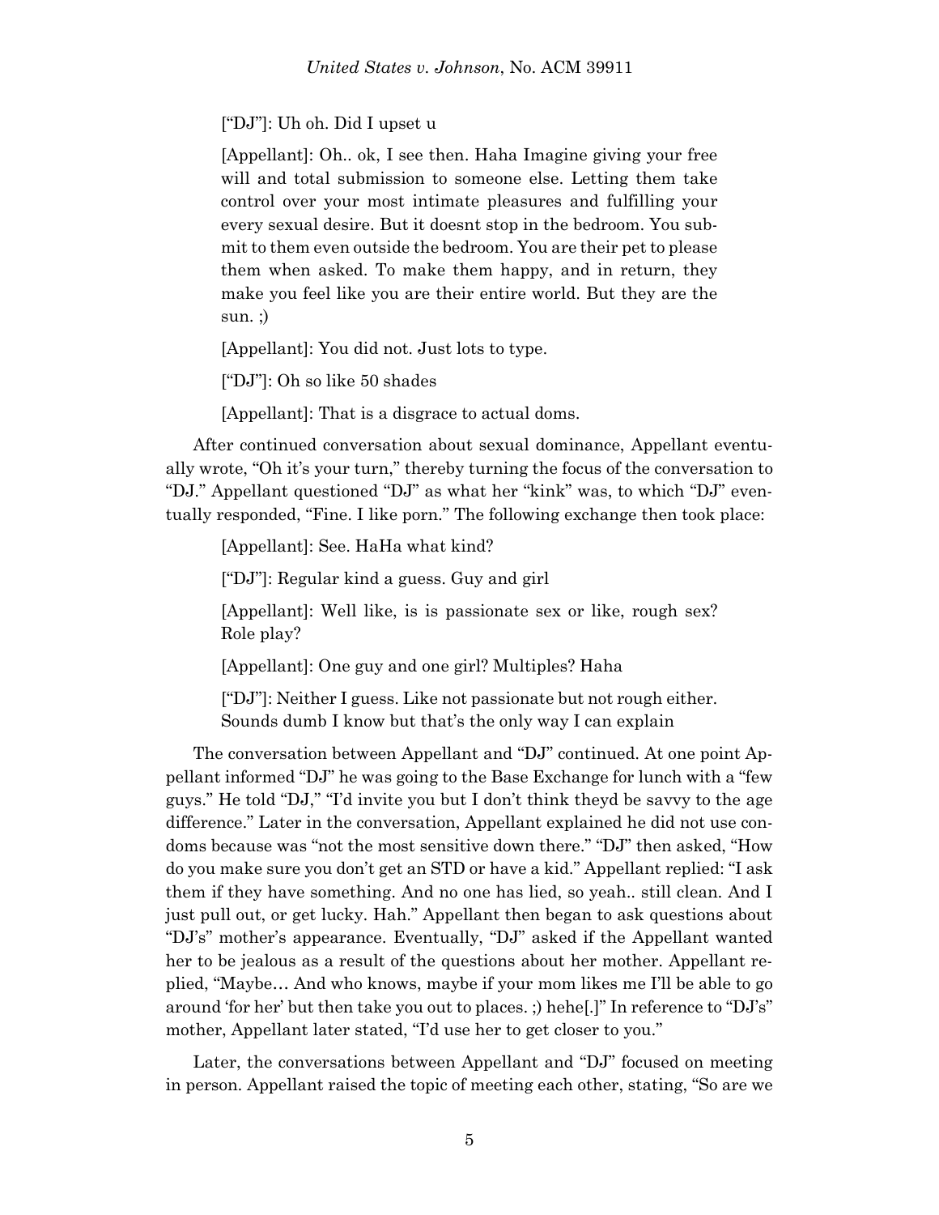["DJ"]: Uh oh. Did I upset u

[Appellant]: Oh.. ok, I see then. Haha Imagine giving your free will and total submission to someone else. Letting them take control over your most intimate pleasures and fulfilling your every sexual desire. But it doesnt stop in the bedroom. You submit to them even outside the bedroom. You are their pet to please them when asked. To make them happy, and in return, they make you feel like you are their entire world. But they are the sun. ;)

[Appellant]: You did not. Just lots to type.

["DJ"]: Oh so like 50 shades

[Appellant]: That is a disgrace to actual doms.

After continued conversation about sexual dominance, Appellant eventually wrote, "Oh it's your turn," thereby turning the focus of the conversation to "DJ." Appellant questioned "DJ" as what her "kink" was, to which "DJ" eventually responded, "Fine. I like porn." The following exchange then took place:

[Appellant]: See. HaHa what kind?

["DJ"]: Regular kind a guess. Guy and girl

[Appellant]: Well like, is is passionate sex or like, rough sex? Role play?

[Appellant]: One guy and one girl? Multiples? Haha

["DJ"]: Neither I guess. Like not passionate but not rough either. Sounds dumb I know but that's the only way I can explain

The conversation between Appellant and "DJ" continued. At one point Appellant informed "DJ" he was going to the Base Exchange for lunch with a "few guys." He told "DJ," "I'd invite you but I don't think theyd be savvy to the age difference." Later in the conversation, Appellant explained he did not use condoms because was "not the most sensitive down there." "DJ" then asked, "How do you make sure you don't get an STD or have a kid." Appellant replied: "I ask them if they have something. And no one has lied, so yeah.. still clean. And I just pull out, or get lucky. Hah." Appellant then began to ask questions about "DJ's" mother's appearance. Eventually, "DJ" asked if the Appellant wanted her to be jealous as a result of the questions about her mother. Appellant replied, "Maybe… And who knows, maybe if your mom likes me I'll be able to go around 'for her' but then take you out to places. ;) hehe[.]" In reference to "DJ's" mother, Appellant later stated, "I'd use her to get closer to you."

Later, the conversations between Appellant and "DJ" focused on meeting in person. Appellant raised the topic of meeting each other, stating, "So are we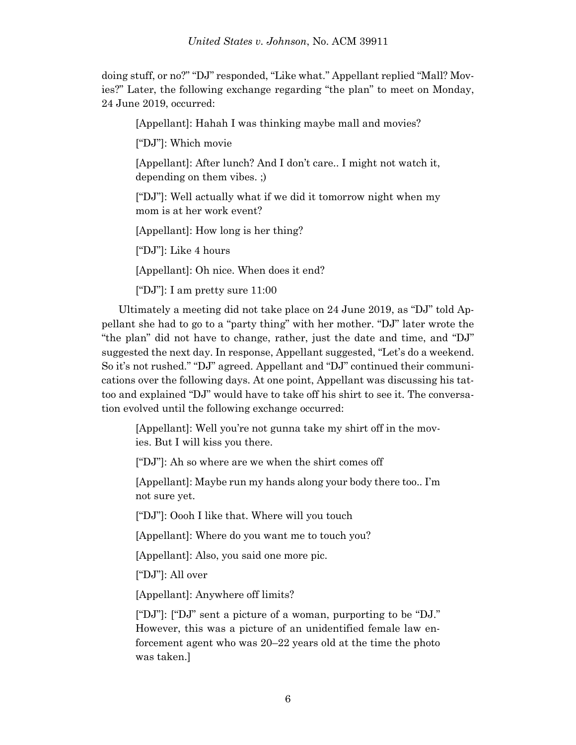doing stuff, or no?" "DJ" responded, "Like what." Appellant replied "Mall? Movies?" Later, the following exchange regarding "the plan" to meet on Monday, 24 June 2019, occurred:

> [Appellant]: Hahah I was thinking maybe mall and movies?
>
> ["DJ"]: Which movie
>
> [Appellant]: After lunch? And I don't care.. I might not watch it, depending on them vibes. ;)
>
> ["DJ"]: Well actually what if we did it tomorrow night when my mom is at her work event?
>
> [Appellant]: How long is her thing?
>
> ["DJ"]: Like 4 hours
>
> [Appellant]: Oh nice. When does it end?
>
> ["DJ"]: I am pretty sure 11:00

Ultimately a meeting did not take place on 24 June 2019, as "DJ" told Appellant she had to go to a "party thing" with her mother. "DJ" later wrote the "the plan" did not have to change, rather, just the date and time, and "DJ" suggested the next day. In response, Appellant suggested, "Let's do a weekend. So it's not rushed." "DJ" agreed. Appellant and "DJ" continued their communications over the following days. At one point, Appellant was discussing his tattoo and explained "DJ" would have to take off his shirt to see it. The conversation evolved until the following exchange occurred:

> [Appellant]: Well you're not gunna take my shirt off in the movies. But I will kiss you there.
>
> ["DJ"]: Ah so where are we when the shirt comes off
>
> [Appellant]: Maybe run my hands along your body there too.. I'm not sure yet.
>
> ["DJ"]: Oooh I like that. Where will you touch
>
> [Appellant]: Where do you want me to touch you?
>
> [Appellant]: Also, you said one more pic.
>
> ["DJ"]: All over
>
> [Appellant]: Anywhere off limits?
>
> ["DJ"]: ["DJ" sent a picture of a woman, purporting to be "DJ." However, this was a picture of an unidentified female law enforcement agent who was 20–22 years old at the time the photo was taken.]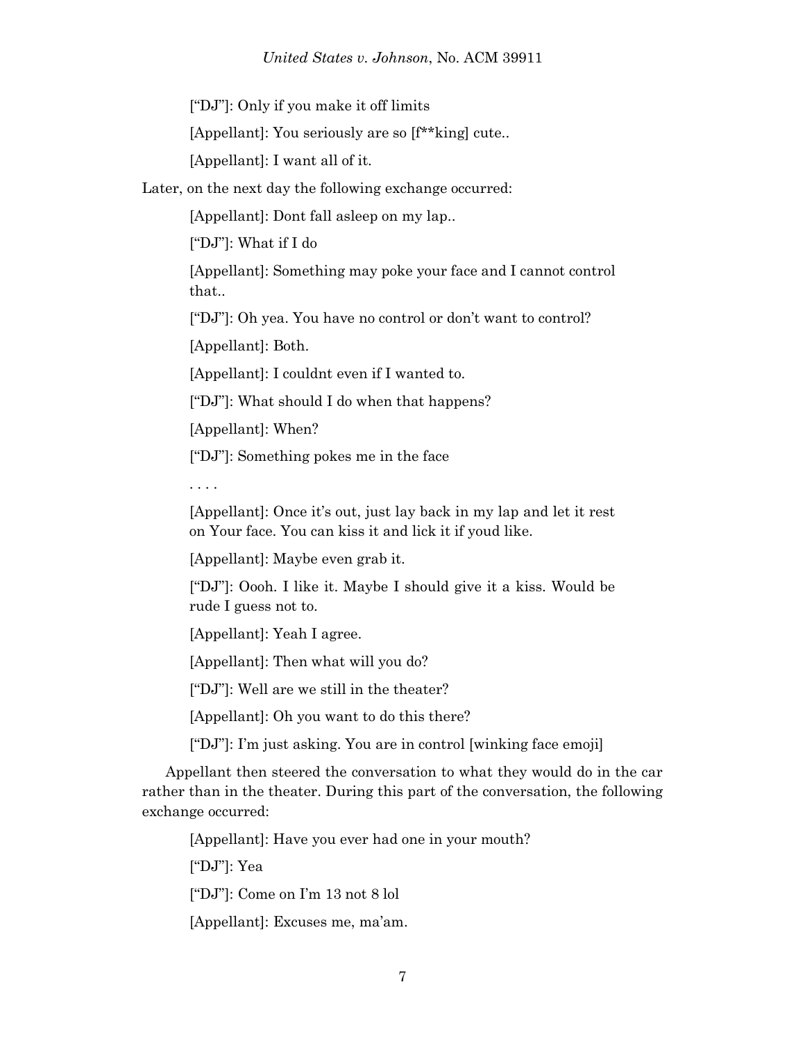["DJ"]: Only if you make it off limits

[Appellant]: You seriously are so [f**king] cute..

[Appellant]: I want all of it.

Later, on the next day the following exchange occurred:

[Appellant]: Dont fall asleep on my lap..

["DJ"]: What if I do

[Appellant]: Something may poke your face and I cannot control that..

["DJ"]: Oh yea. You have no control or don't want to control?

[Appellant]: Both.

[Appellant]: I couldnt even if I wanted to.

["DJ"]: What should I do when that happens?

[Appellant]: When?

["DJ"]: Something pokes me in the face

. . . .

[Appellant]: Once it's out, just lay back in my lap and let it rest on Your face. You can kiss it and lick it if youd like.

[Appellant]: Maybe even grab it.

["DJ"]: Oooh. I like it. Maybe I should give it a kiss. Would be rude I guess not to.

[Appellant]: Yeah I agree.

[Appellant]: Then what will you do?

["DJ"]: Well are we still in the theater?

[Appellant]: Oh you want to do this there?

["DJ"]: I'm just asking. You are in control [winking face emoji]

Appellant then steered the conversation to what they would do in the car rather than in the theater. During this part of the conversation, the following exchange occurred:

[Appellant]: Have you ever had one in your mouth?

["DJ"]: Yea

["DJ"]: Come on I'm 13 not 8 lol

[Appellant]: Excuses me, ma'am.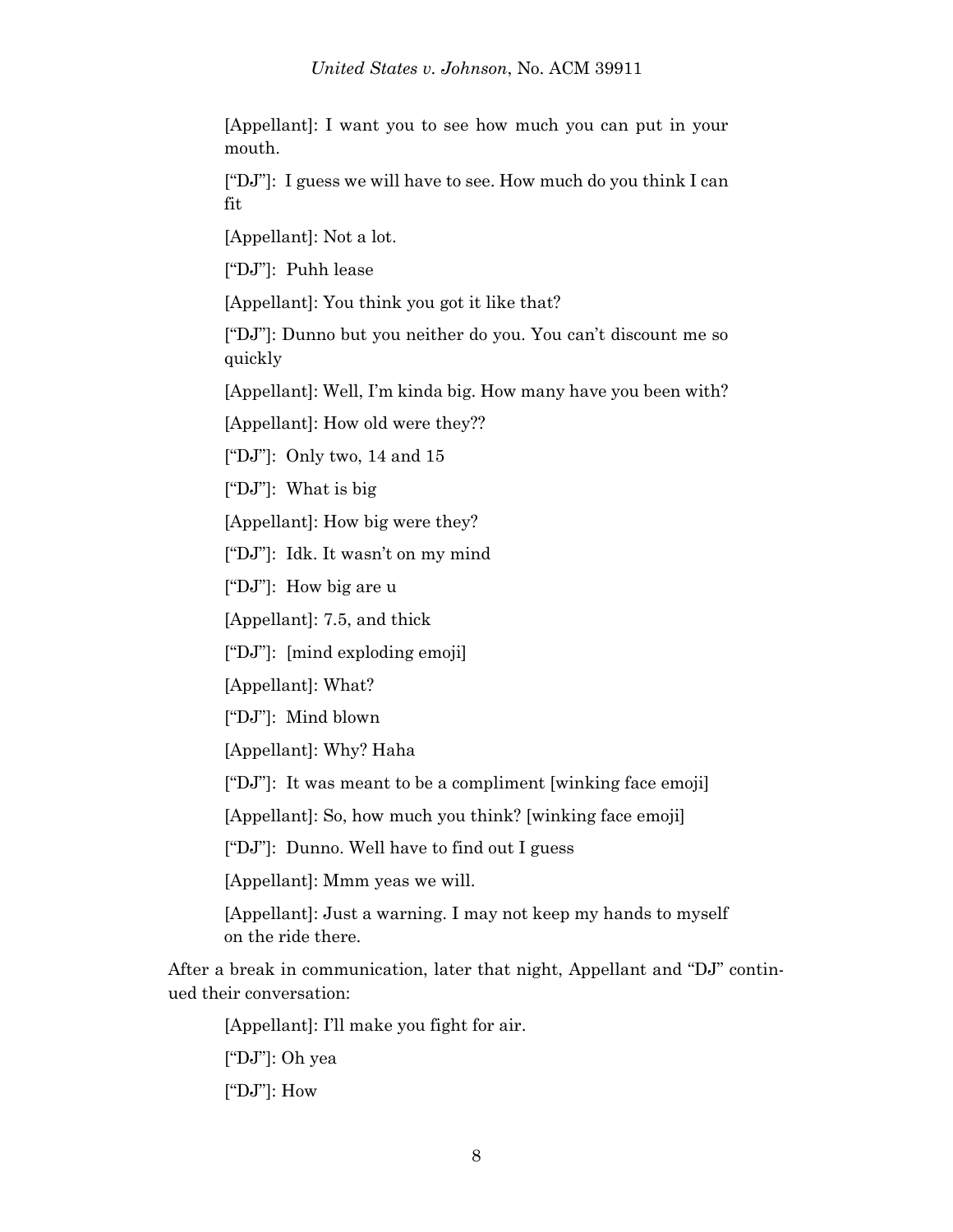[Appellant]: I want you to see how much you can put in your mouth.

["DJ"]: I guess we will have to see. How much do you think I can fit

[Appellant]: Not a lot.

["DJ"]: Puhh lease

[Appellant]: You think you got it like that?

["DJ"]: Dunno but you neither do you. You can't discount me so quickly

[Appellant]: Well, I'm kinda big. How many have you been with?

[Appellant]: How old were they??

["DJ"]: Only two, 14 and 15

["DJ"]: What is big

[Appellant]: How big were they?

["DJ"]: Idk. It wasn't on my mind

["DJ"]: How big are u

[Appellant]: 7.5, and thick

["DJ"]: [mind exploding emoji]

[Appellant]: What?

["DJ"]: Mind blown

[Appellant]: Why? Haha

["DJ"]: It was meant to be a compliment [winking face emoji]

[Appellant]: So, how much you think? [winking face emoji]

["DJ"]: Dunno. Well have to find out I guess

[Appellant]: Mmm yeas we will.

[Appellant]: Just a warning. I may not keep my hands to myself on the ride there.

After a break in communication, later that night, Appellant and "DJ" continued their conversation:

[Appellant]: I'll make you fight for air.

["DJ"]: Oh yea

["DJ"]: How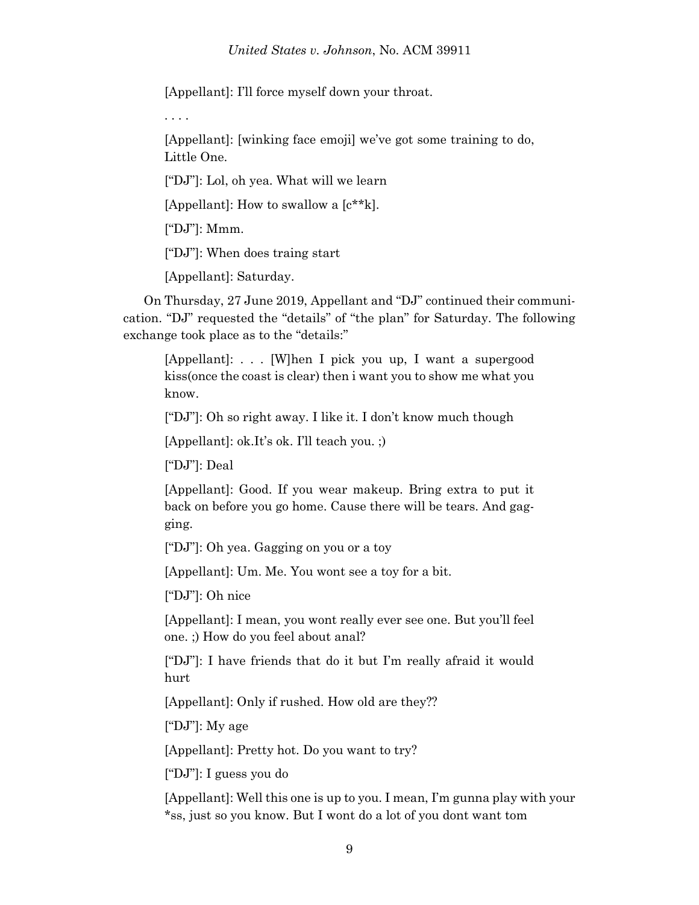> [Appellant]: I'll force myself down your throat.
>
> . . . .
>
> [Appellant]: [winking face emoji] we've got some training to do, Little One.
>
> ["DJ"]: Lol, oh yea. What will we learn
>
> [Appellant]: How to swallow a [c**k].
>
> ["DJ"]: Mmm.
>
> ["DJ"]: When does traing start
>
> [Appellant]: Saturday.

On Thursday, 27 June 2019, Appellant and "DJ" continued their communication. "DJ" requested the "details" of "the plan" for Saturday. The following exchange took place as to the "details:"

> [Appellant]: . . . [W]hen I pick you up, I want a supergood kiss(once the coast is clear) then i want you to show me what you know.
>
> ["DJ"]: Oh so right away. I like it. I don't know much though
>
> [Appellant]: ok.It's ok. I'll teach you. ;)
>
> ["DJ"]: Deal
>
> [Appellant]: Good. If you wear makeup. Bring extra to put it back on before you go home. Cause there will be tears. And gagging.
>
> ["DJ"]: Oh yea. Gagging on you or a toy
>
> [Appellant]: Um. Me. You wont see a toy for a bit.
>
> ["DJ"]: Oh nice
>
> [Appellant]: I mean, you wont really ever see one. But you'll feel one. ;) How do you feel about anal?
>
> ["DJ"]: I have friends that do it but I'm really afraid it would hurt
>
> [Appellant]: Only if rushed. How old are they??
>
> ["DJ"]: My age
>
> [Appellant]: Pretty hot. Do you want to try?
>
> ["DJ"]: I guess you do
>
> [Appellant]: Well this one is up to you. I mean, I'm gunna play with your *ss, just so you know. But I wont do a lot of you dont want tom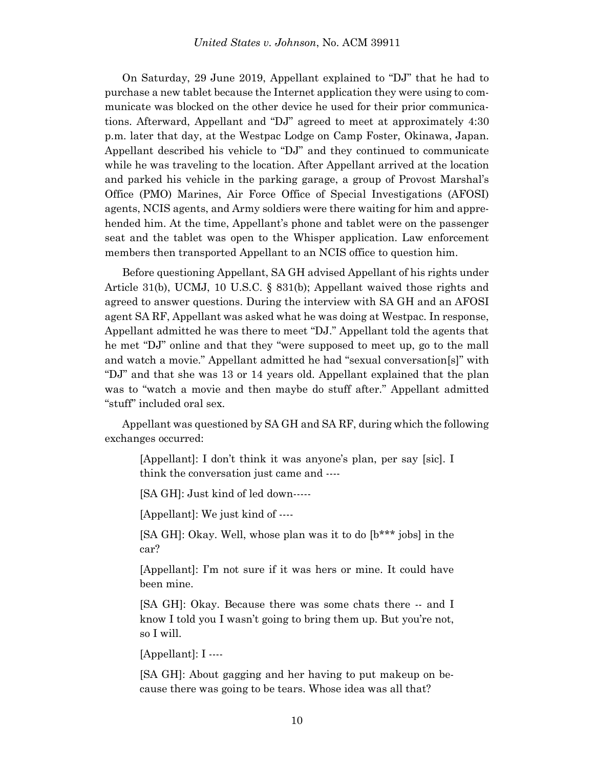On Saturday, 29 June 2019, Appellant explained to "DJ" that he had to purchase a new tablet because the Internet application they were using to communicate was blocked on the other device he used for their prior communications. Afterward, Appellant and "DJ" agreed to meet at approximately 4:30 p.m. later that day, at the Westpac Lodge on Camp Foster, Okinawa, Japan. Appellant described his vehicle to "DJ" and they continued to communicate while he was traveling to the location. After Appellant arrived at the location and parked his vehicle in the parking garage, a group of Provost Marshal's Office (PMO) Marines, Air Force Office of Special Investigations (AFOSI) agents, NCIS agents, and Army soldiers were there waiting for him and apprehended him. At the time, Appellant's phone and tablet were on the passenger seat and the tablet was open to the Whisper application. Law enforcement members then transported Appellant to an NCIS office to question him.

Before questioning Appellant, SA GH advised Appellant of his rights under Article 31(b), UCMJ, 10 U.S.C. § 831(b); Appellant waived those rights and agreed to answer questions. During the interview with SA GH and an AFOSI agent SA RF, Appellant was asked what he was doing at Westpac. In response, Appellant admitted he was there to meet "DJ." Appellant told the agents that he met "DJ" online and that they "were supposed to meet up, go to the mall and watch a movie." Appellant admitted he had "sexual conversation[s]" with "DJ" and that she was 13 or 14 years old. Appellant explained that the plan was to "watch a movie and then maybe do stuff after." Appellant admitted "stuff" included oral sex.

Appellant was questioned by SA GH and SA RF, during which the following exchanges occurred:

> [Appellant]: I don't think it was anyone's plan, per say [sic]. I think the conversation just came and ----
>
> [SA GH]: Just kind of led down-----
>
> [Appellant]: We just kind of ----
>
> [SA GH]: Okay. Well, whose plan was it to do [b*** jobs] in the car?
>
> [Appellant]: I'm not sure if it was hers or mine. It could have been mine.
>
> [SA GH]: Okay. Because there was some chats there -- and I know I told you I wasn't going to bring them up. But you're not, so I will.
>
> [Appellant]: I ----
>
> [SA GH]: About gagging and her having to put makeup on because there was going to be tears. Whose idea was all that?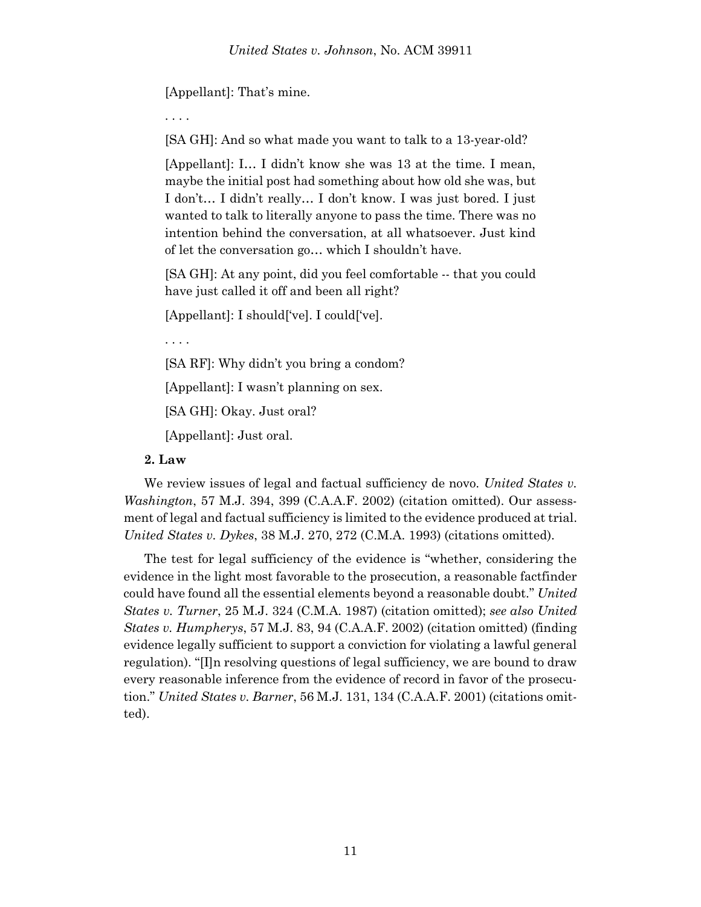[Appellant]: That's mine.

. . . .

[SA GH]: And so what made you want to talk to a 13-year-old?

[Appellant]: I… I didn't know she was 13 at the time. I mean, maybe the initial post had something about how old she was, but I don't… I didn't really… I don't know. I was just bored. I just wanted to talk to literally anyone to pass the time. There was no intention behind the conversation, at all whatsoever. Just kind of let the conversation go… which I shouldn't have.

[SA GH]: At any point, did you feel comfortable -- that you could have just called it off and been all right?

[Appellant]: I should['ve]. I could['ve].

. . . .

[SA RF]: Why didn't you bring a condom?

[Appellant]: I wasn't planning on sex.

[SA GH]: Okay. Just oral?

[Appellant]: Just oral.

**2. Law**

We review issues of legal and factual sufficiency de novo. *United States v. Washington*, 57 M.J. 394, 399 (C.A.A.F. 2002) (citation omitted). Our assessment of legal and factual sufficiency is limited to the evidence produced at trial. *United States v. Dykes*, 38 M.J. 270, 272 (C.M.A. 1993) (citations omitted).

The test for legal sufficiency of the evidence is "whether, considering the evidence in the light most favorable to the prosecution, a reasonable factfinder could have found all the essential elements beyond a reasonable doubt." *United States v. Turner*, 25 M.J. 324 (C.M.A. 1987) (citation omitted); *see also United States v. Humpherys*, 57 M.J. 83, 94 (C.A.A.F. 2002) (citation omitted) (finding evidence legally sufficient to support a conviction for violating a lawful general regulation). "[I]n resolving questions of legal sufficiency, we are bound to draw every reasonable inference from the evidence of record in favor of the prosecution." *United States v. Barner*, 56 M.J. 131, 134 (C.A.A.F. 2001) (citations omitted).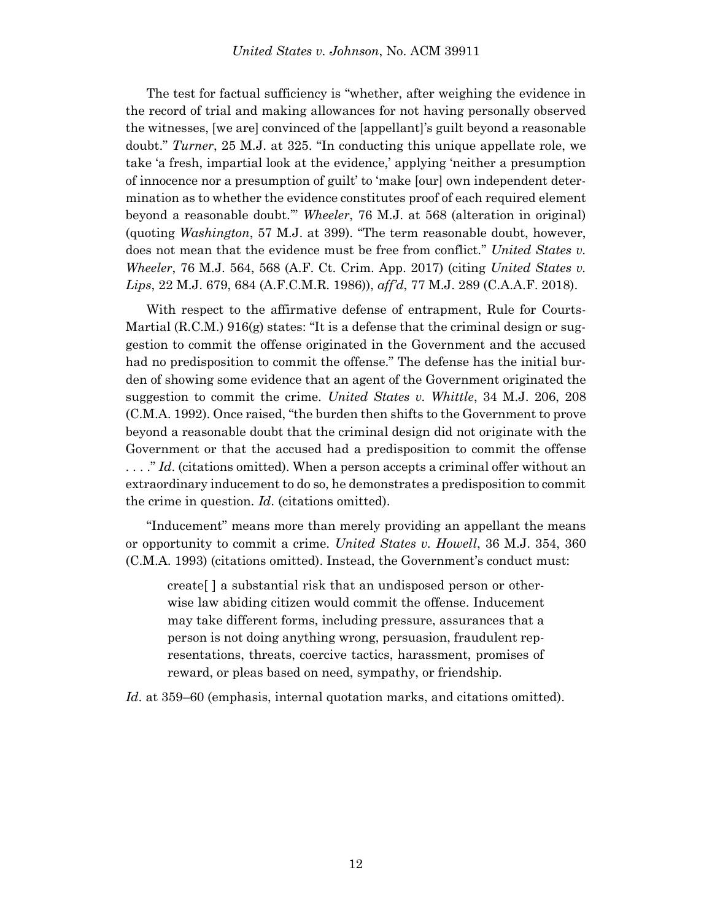The test for factual sufficiency is "whether, after weighing the evidence in the record of trial and making allowances for not having personally observed the witnesses, [we are] convinced of the [appellant]'s guilt beyond a reasonable doubt." *Turner*, 25 M.J. at 325. "In conducting this unique appellate role, we take 'a fresh, impartial look at the evidence,' applying 'neither a presumption of innocence nor a presumption of guilt' to 'make [our] own independent determination as to whether the evidence constitutes proof of each required element beyond a reasonable doubt.'" *Wheeler*, 76 M.J. at 568 (alteration in original) (quoting *Washington*, 57 M.J. at 399). "The term reasonable doubt, however, does not mean that the evidence must be free from conflict." *United States v. Wheeler*, 76 M.J. 564, 568 (A.F. Ct. Crim. App. 2017) (citing *United States v. Lips*, 22 M.J. 679, 684 (A.F.C.M.R. 1986)), *aff'd*, 77 M.J. 289 (C.A.A.F. 2018).

With respect to the affirmative defense of entrapment, Rule for Courts-Martial (R.C.M.) 916(g) states: "It is a defense that the criminal design or suggestion to commit the offense originated in the Government and the accused had no predisposition to commit the offense." The defense has the initial burden of showing some evidence that an agent of the Government originated the suggestion to commit the crime. *United States v. Whittle*, 34 M.J. 206, 208 (C.M.A. 1992). Once raised, "the burden then shifts to the Government to prove beyond a reasonable doubt that the criminal design did not originate with the Government or that the accused had a predisposition to commit the offense . . . ." *Id*. (citations omitted). When a person accepts a criminal offer without an extraordinary inducement to do so, he demonstrates a predisposition to commit the crime in question. *Id*. (citations omitted).

"Inducement" means more than merely providing an appellant the means or opportunity to commit a crime. *United States v. Howell*, 36 M.J. 354, 360 (C.M.A. 1993) (citations omitted). Instead, the Government's conduct must:

> create[ ] a substantial risk that an undisposed person or otherwise law abiding citizen would commit the offense. Inducement may take different forms, including pressure, assurances that a person is not doing anything wrong, persuasion, fraudulent representations, threats, coercive tactics, harassment, promises of reward, or pleas based on need, sympathy, or friendship.

*Id*. at 359–60 (emphasis, internal quotation marks, and citations omitted).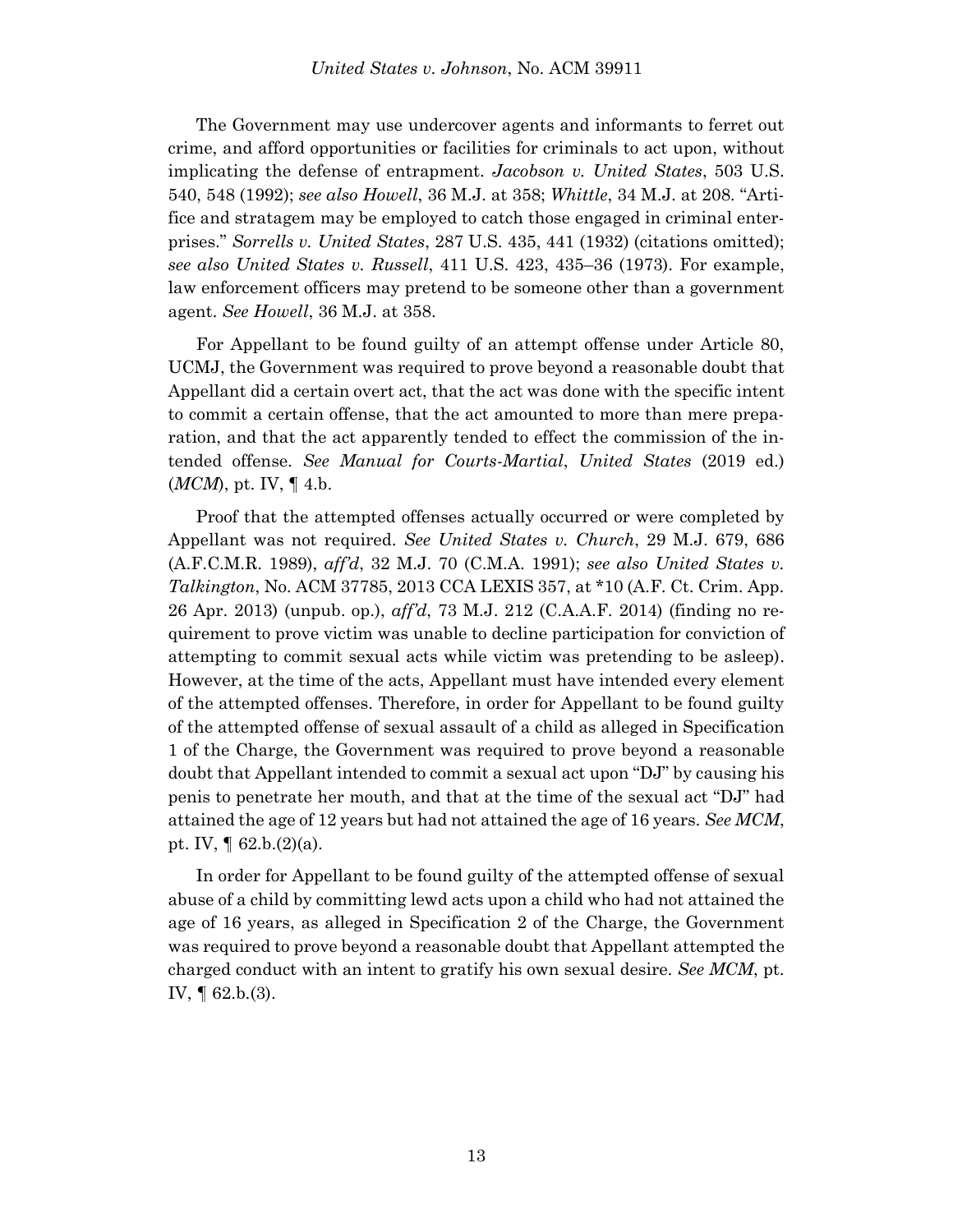The Government may use undercover agents and informants to ferret out crime, and afford opportunities or facilities for criminals to act upon, without implicating the defense of entrapment. *Jacobson v. United States*, 503 U.S. 540, 548 (1992); *see also Howell*, 36 M.J. at 358; *Whittle*, 34 M.J. at 208. "Artifice and stratagem may be employed to catch those engaged in criminal enterprises." *Sorrells v. United States*, 287 U.S. 435, 441 (1932) (citations omitted); *see also United States v. Russell*, 411 U.S. 423, 435–36 (1973). For example, law enforcement officers may pretend to be someone other than a government agent. *See Howell*, 36 M.J. at 358.

For Appellant to be found guilty of an attempt offense under Article 80, UCMJ, the Government was required to prove beyond a reasonable doubt that Appellant did a certain overt act, that the act was done with the specific intent to commit a certain offense, that the act amounted to more than mere preparation, and that the act apparently tended to effect the commission of the intended offense. *See Manual for Courts-Martial*, *United States* (2019 ed.) (*MCM*), pt. IV, ¶ 4.b.

Proof that the attempted offenses actually occurred or were completed by Appellant was not required. *See United States v. Church*, 29 M.J. 679, 686 (A.F.C.M.R. 1989), *aff'd*, 32 M.J. 70 (C.M.A. 1991); *see also United States v. Talkington*, No. ACM 37785, 2013 CCA LEXIS 357, at *10 (A.F. Ct. Crim. App. 26 Apr. 2013) (unpub. op.), *aff'd*, 73 M.J. 212 (C.A.A.F. 2014) (finding no requirement to prove victim was unable to decline participation for conviction of attempting to commit sexual acts while victim was pretending to be asleep). However, at the time of the acts, Appellant must have intended every element of the attempted offenses. Therefore, in order for Appellant to be found guilty of the attempted offense of sexual assault of a child as alleged in Specification 1 of the Charge, the Government was required to prove beyond a reasonable doubt that Appellant intended to commit a sexual act upon "DJ" by causing his penis to penetrate her mouth, and that at the time of the sexual act "DJ" had attained the age of 12 years but had not attained the age of 16 years. *See MCM*, pt. IV, ¶ 62.b.(2)(a).

In order for Appellant to be found guilty of the attempted offense of sexual abuse of a child by committing lewd acts upon a child who had not attained the age of 16 years, as alleged in Specification 2 of the Charge, the Government was required to prove beyond a reasonable doubt that Appellant attempted the charged conduct with an intent to gratify his own sexual desire. *See MCM*, pt. IV, ¶ 62.b.(3).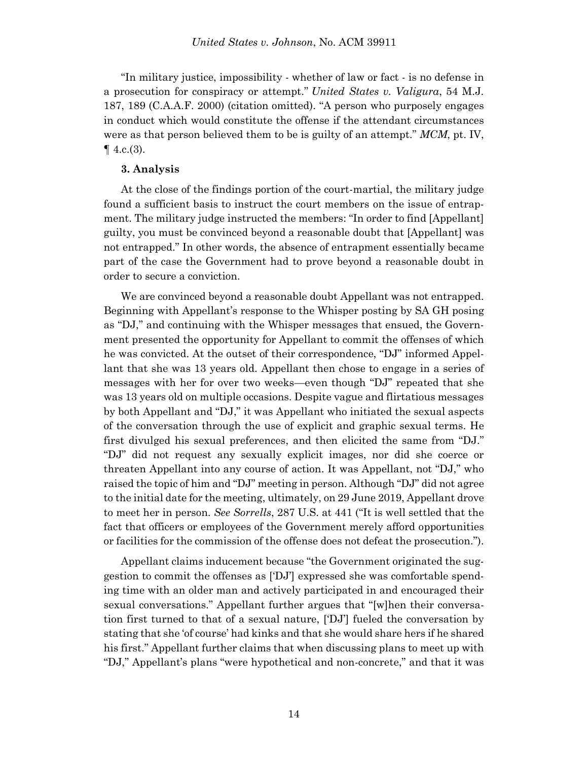"In military justice, impossibility - whether of law or fact - is no defense in a prosecution for conspiracy or attempt." *United States v. Valigura*, 54 M.J. 187, 189 (C.A.A.F. 2000) (citation omitted). "A person who purposely engages in conduct which would constitute the offense if the attendant circumstances were as that person believed them to be is guilty of an attempt." *MCM*, pt. IV, ¶ 4.c.(3).

### 3. Analysis

At the close of the findings portion of the court-martial, the military judge found a sufficient basis to instruct the court members on the issue of entrapment. The military judge instructed the members: "In order to find [Appellant] guilty, you must be convinced beyond a reasonable doubt that [Appellant] was not entrapped." In other words, the absence of entrapment essentially became part of the case the Government had to prove beyond a reasonable doubt in order to secure a conviction.

We are convinced beyond a reasonable doubt Appellant was not entrapped. Beginning with Appellant's response to the Whisper posting by SA GH posing as "DJ," and continuing with the Whisper messages that ensued, the Government presented the opportunity for Appellant to commit the offenses of which he was convicted. At the outset of their correspondence, "DJ" informed Appellant that she was 13 years old. Appellant then chose to engage in a series of messages with her for over two weeks—even though "DJ" repeated that she was 13 years old on multiple occasions. Despite vague and flirtatious messages by both Appellant and "DJ," it was Appellant who initiated the sexual aspects of the conversation through the use of explicit and graphic sexual terms. He first divulged his sexual preferences, and then elicited the same from "DJ." "DJ" did not request any sexually explicit images, nor did she coerce or threaten Appellant into any course of action. It was Appellant, not "DJ," who raised the topic of him and "DJ" meeting in person. Although "DJ" did not agree to the initial date for the meeting, ultimately, on 29 June 2019, Appellant drove to meet her in person. *See Sorrells*, 287 U.S. at 441 ("It is well settled that the fact that officers or employees of the Government merely afford opportunities or facilities for the commission of the offense does not defeat the prosecution.").

Appellant claims inducement because "the Government originated the suggestion to commit the offenses as ['DJ'] expressed she was comfortable spending time with an older man and actively participated in and encouraged their sexual conversations." Appellant further argues that "[w]hen their conversation first turned to that of a sexual nature, ['DJ'] fueled the conversation by stating that she 'of course' had kinks and that she would share hers if he shared his first." Appellant further claims that when discussing plans to meet up with "DJ," Appellant's plans "were hypothetical and non-concrete," and that it was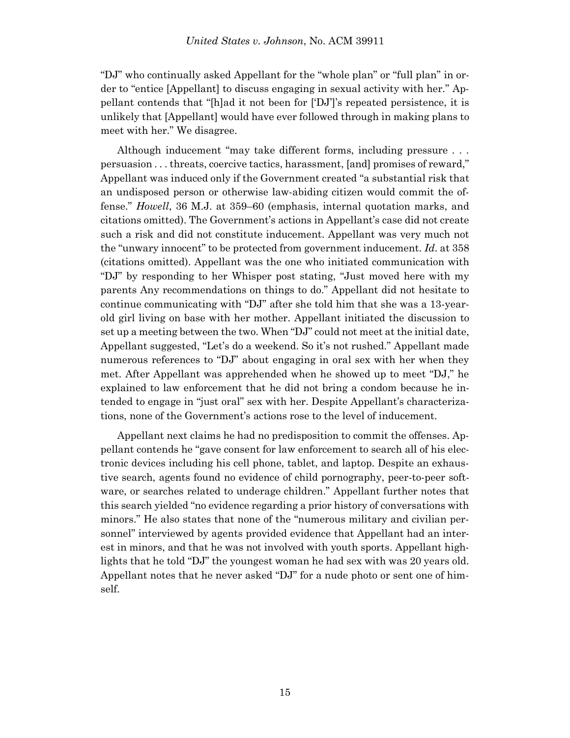"DJ" who continually asked Appellant for the "whole plan" or "full plan" in order to "entice [Appellant] to discuss engaging in sexual activity with her." Appellant contends that "[h]ad it not been for ['DJ']'s repeated persistence, it is unlikely that [Appellant] would have ever followed through in making plans to meet with her." We disagree.

Although inducement "may take different forms, including pressure . . . persuasion . . . threats, coercive tactics, harassment, [and] promises of reward," Appellant was induced only if the Government created "a substantial risk that an undisposed person or otherwise law-abiding citizen would commit the offense." *Howell*, 36 M.J. at 359–60 (emphasis, internal quotation marks, and citations omitted). The Government's actions in Appellant's case did not create such a risk and did not constitute inducement. Appellant was very much not the "unwary innocent" to be protected from government inducement. *Id.* at 358 (citations omitted). Appellant was the one who initiated communication with "DJ" by responding to her Whisper post stating, "Just moved here with my parents Any recommendations on things to do." Appellant did not hesitate to continue communicating with "DJ" after she told him that she was a 13-year-old girl living on base with her mother. Appellant initiated the discussion to set up a meeting between the two. When "DJ" could not meet at the initial date, Appellant suggested, "Let's do a weekend. So it's not rushed." Appellant made numerous references to "DJ" about engaging in oral sex with her when they met. After Appellant was apprehended when he showed up to meet "DJ," he explained to law enforcement that he did not bring a condom because he intended to engage in "just oral" sex with her. Despite Appellant's characterizations, none of the Government's actions rose to the level of inducement.

Appellant next claims he had no predisposition to commit the offenses. Appellant contends he "gave consent for law enforcement to search all of his electronic devices including his cell phone, tablet, and laptop. Despite an exhaustive search, agents found no evidence of child pornography, peer-to-peer software, or searches related to underage children." Appellant further notes that this search yielded "no evidence regarding a prior history of conversations with minors." He also states that none of the "numerous military and civilian personnel" interviewed by agents provided evidence that Appellant had an interest in minors, and that he was not involved with youth sports. Appellant highlights that he told "DJ" the youngest woman he had sex with was 20 years old. Appellant notes that he never asked "DJ" for a nude photo or sent one of himself.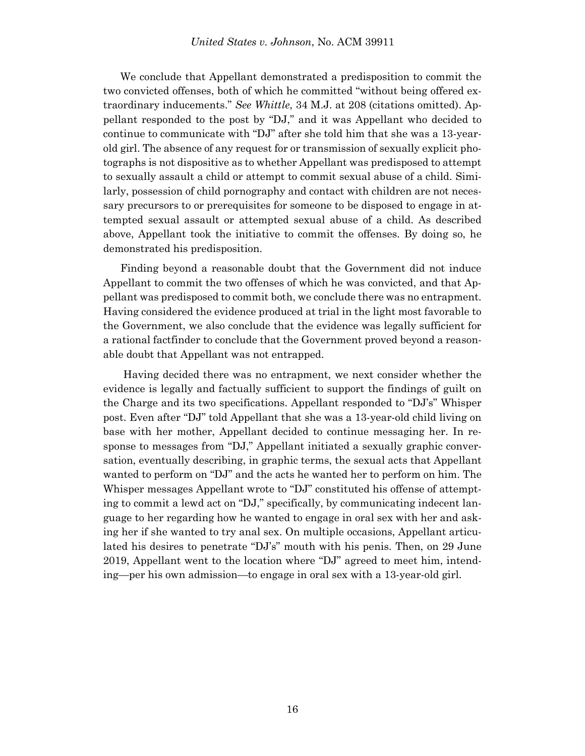We conclude that Appellant demonstrated a predisposition to commit the two convicted offenses, both of which he committed "without being offered extraordinary inducements." *See Whittle*, 34 M.J. at 208 (citations omitted). Appellant responded to the post by "DJ," and it was Appellant who decided to continue to communicate with "DJ" after she told him that she was a 13-year-old girl. The absence of any request for or transmission of sexually explicit photographs is not dispositive as to whether Appellant was predisposed to attempt to sexually assault a child or attempt to commit sexual abuse of a child. Similarly, possession of child pornography and contact with children are not necessary precursors to or prerequisites for someone to be disposed to engage in attempted sexual assault or attempted sexual abuse of a child. As described above, Appellant took the initiative to commit the offenses. By doing so, he demonstrated his predisposition.

Finding beyond a reasonable doubt that the Government did not induce Appellant to commit the two offenses of which he was convicted, and that Appellant was predisposed to commit both, we conclude there was no entrapment. Having considered the evidence produced at trial in the light most favorable to the Government, we also conclude that the evidence was legally sufficient for a rational factfinder to conclude that the Government proved beyond a reasonable doubt that Appellant was not entrapped.

Having decided there was no entrapment, we next consider whether the evidence is legally and factually sufficient to support the findings of guilt on the Charge and its two specifications. Appellant responded to "DJ's" Whisper post. Even after "DJ" told Appellant that she was a 13-year-old child living on base with her mother, Appellant decided to continue messaging her. In response to messages from "DJ," Appellant initiated a sexually graphic conversation, eventually describing, in graphic terms, the sexual acts that Appellant wanted to perform on "DJ" and the acts he wanted her to perform on him. The Whisper messages Appellant wrote to "DJ" constituted his offense of attempting to commit a lewd act on "DJ," specifically, by communicating indecent language to her regarding how he wanted to engage in oral sex with her and asking her if she wanted to try anal sex. On multiple occasions, Appellant articulated his desires to penetrate "DJ's" mouth with his penis. Then, on 29 June 2019, Appellant went to the location where "DJ" agreed to meet him, intending—per his own admission—to engage in oral sex with a 13-year-old girl.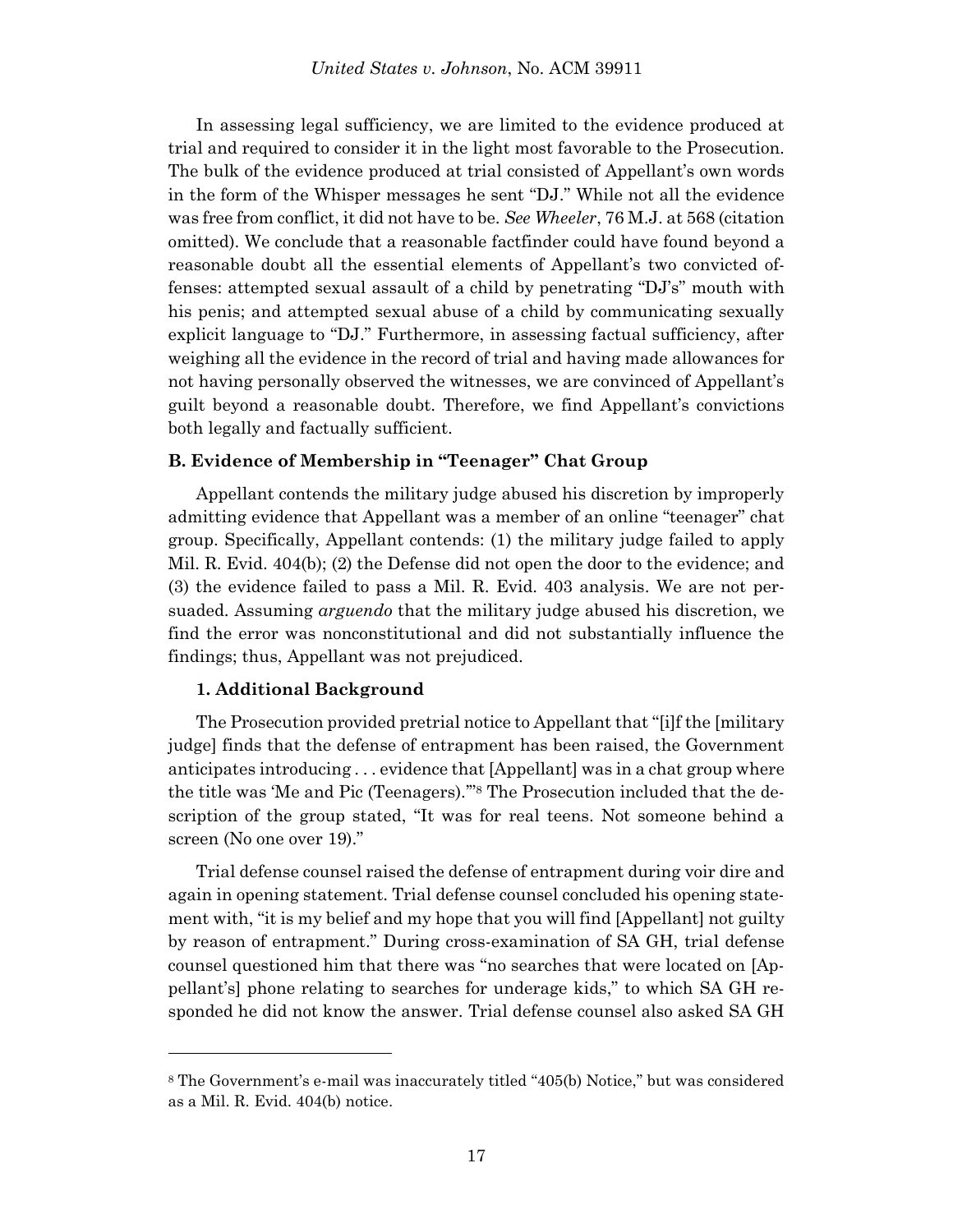In assessing legal sufficiency, we are limited to the evidence produced at trial and required to consider it in the light most favorable to the Prosecution. The bulk of the evidence produced at trial consisted of Appellant's own words in the form of the Whisper messages he sent "DJ." While not all the evidence was free from conflict, it did not have to be. *See Wheeler*, 76 M.J. at 568 (citation omitted). We conclude that a reasonable factfinder could have found beyond a reasonable doubt all the essential elements of Appellant's two convicted offenses: attempted sexual assault of a child by penetrating "DJ's" mouth with his penis; and attempted sexual abuse of a child by communicating sexually explicit language to "DJ." Furthermore, in assessing factual sufficiency, after weighing all the evidence in the record of trial and having made allowances for not having personally observed the witnesses, we are convinced of Appellant's guilt beyond a reasonable doubt. Therefore, we find Appellant's convictions both legally and factually sufficient.

### B. Evidence of Membership in "Teenager" Chat Group

Appellant contends the military judge abused his discretion by improperly admitting evidence that Appellant was a member of an online "teenager" chat group. Specifically, Appellant contends: (1) the military judge failed to apply Mil. R. Evid. 404(b); (2) the Defense did not open the door to the evidence; and (3) the evidence failed to pass a Mil. R. Evid. 403 analysis. We are not persuaded. Assuming *arguendo* that the military judge abused his discretion, we find the error was nonconstitutional and did not substantially influence the findings; thus, Appellant was not prejudiced.

#### 1. Additional Background

The Prosecution provided pretrial notice to Appellant that "[i]f the [military judge] finds that the defense of entrapment has been raised, the Government anticipates introducing . . . evidence that [Appellant] was in a chat group where the title was 'Me and Pic (Teenagers).'"[8] The Prosecution included that the description of the group stated, "It was for real teens. Not someone behind a screen (No one over 19)."

Trial defense counsel raised the defense of entrapment during voir dire and again in opening statement. Trial defense counsel concluded his opening statement with, "it is my belief and my hope that you will find [Appellant] not guilty by reason of entrapment." During cross-examination of SA GH, trial defense counsel questioned him that there was "no searches that were located on [Appellant's] phone relating to searches for underage kids," to which SA GH responded he did not know the answer. Trial defense counsel also asked SA GH

---

[8] The Government's e-mail was inaccurately titled "405(b) Notice," but was considered as a Mil. R. Evid. 404(b) notice.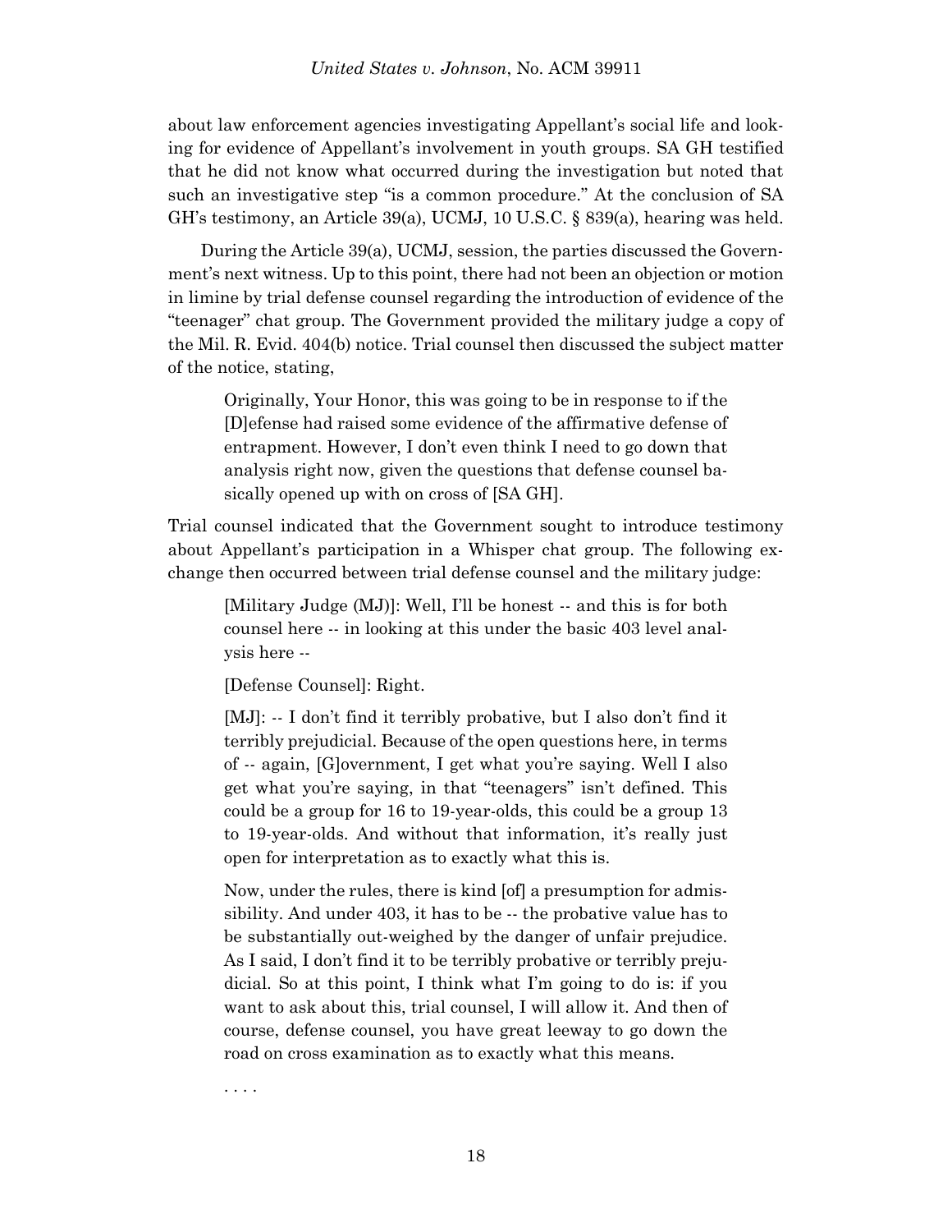about law enforcement agencies investigating Appellant's social life and looking for evidence of Appellant's involvement in youth groups. SA GH testified that he did not know what occurred during the investigation but noted that such an investigative step "is a common procedure." At the conclusion of SA GH's testimony, an Article 39(a), UCMJ, 10 U.S.C. § 839(a), hearing was held.

During the Article 39(a), UCMJ, session, the parties discussed the Government's next witness. Up to this point, there had not been an objection or motion in limine by trial defense counsel regarding the introduction of evidence of the "teenager" chat group. The Government provided the military judge a copy of the Mil. R. Evid. 404(b) notice. Trial counsel then discussed the subject matter of the notice, stating,

> Originally, Your Honor, this was going to be in response to if the [D]efense had raised some evidence of the affirmative defense of entrapment. However, I don't even think I need to go down that analysis right now, given the questions that defense counsel basically opened up with on cross of [SA GH].

Trial counsel indicated that the Government sought to introduce testimony about Appellant's participation in a Whisper chat group. The following exchange then occurred between trial defense counsel and the military judge:

> [Military Judge (MJ)]: Well, I'll be honest -- and this is for both counsel here -- in looking at this under the basic 403 level analysis here --
>
> [Defense Counsel]: Right.
>
> [MJ]: -- I don't find it terribly probative, but I also don't find it terribly prejudicial. Because of the open questions here, in terms of -- again, [G]overnment, I get what you're saying. Well I also get what you're saying, in that "teenagers" isn't defined. This could be a group for 16 to 19-year-olds, this could be a group 13 to 19-year-olds. And without that information, it's really just open for interpretation as to exactly what this is.
>
> Now, under the rules, there is kind [of] a presumption for admissibility. And under 403, it has to be -- the probative value has to be substantially out-weighed by the danger of unfair prejudice. As I said, I don't find it to be terribly probative or terribly prejudicial. So at this point, I think what I'm going to do is: if you want to ask about this, trial counsel, I will allow it. And then of course, defense counsel, you have great leeway to go down the road on cross examination as to exactly what this means.
>
> . . . .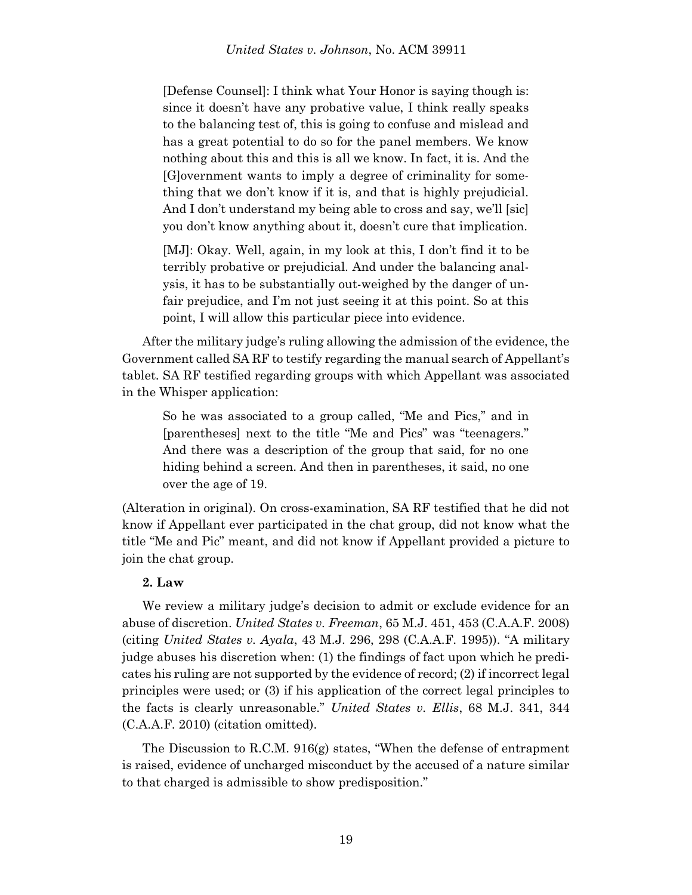> [Defense Counsel]: I think what Your Honor is saying though is: since it doesn't have any probative value, I think really speaks to the balancing test of, this is going to confuse and mislead and has a great potential to do so for the panel members. We know nothing about this and this is all we know. In fact, it is. And the [G]overnment wants to imply a degree of criminality for something that we don't know if it is, and that is highly prejudicial. And I don't understand my being able to cross and say, we'll [sic] you don't know anything about it, doesn't cure that implication.
>
> [MJ]: Okay. Well, again, in my look at this, I don't find it to be terribly probative or prejudicial. And under the balancing analysis, it has to be substantially out-weighed by the danger of unfair prejudice, and I'm not just seeing it at this point. So at this point, I will allow this particular piece into evidence.

After the military judge's ruling allowing the admission of the evidence, the Government called SA RF to testify regarding the manual search of Appellant's tablet. SA RF testified regarding groups with which Appellant was associated in the Whisper application:

> So he was associated to a group called, "Me and Pics," and in [parentheses] next to the title "Me and Pics" was "teenagers." And there was a description of the group that said, for no one hiding behind a screen. And then in parentheses, it said, no one over the age of 19.

(Alteration in original). On cross-examination, SA RF testified that he did not know if Appellant ever participated in the chat group, did not know what the title "Me and Pic" meant, and did not know if Appellant provided a picture to join the chat group.

#### 2. Law

We review a military judge's decision to admit or exclude evidence for an abuse of discretion. *United States v. Freeman*, 65 M.J. 451, 453 (C.A.A.F. 2008) (citing *United States v. Ayala*, 43 M.J. 296, 298 (C.A.A.F. 1995)). "A military judge abuses his discretion when: (1) the findings of fact upon which he predicates his ruling are not supported by the evidence of record; (2) if incorrect legal principles were used; or (3) if his application of the correct legal principles to the facts is clearly unreasonable." *United States v. Ellis*, 68 M.J. 341, 344 (C.A.A.F. 2010) (citation omitted).

The Discussion to R.C.M. 916(g) states, "When the defense of entrapment is raised, evidence of uncharged misconduct by the accused of a nature similar to that charged is admissible to show predisposition."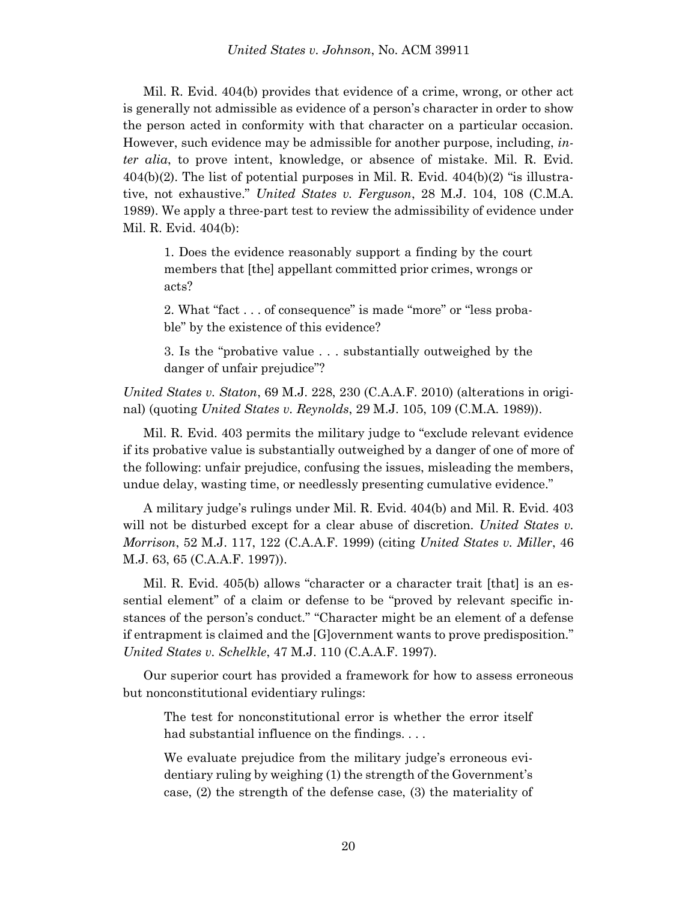Mil. R. Evid. 404(b) provides that evidence of a crime, wrong, or other act is generally not admissible as evidence of a person's character in order to show the person acted in conformity with that character on a particular occasion. However, such evidence may be admissible for another purpose, including, *inter alia*, to prove intent, knowledge, or absence of mistake. Mil. R. Evid. 404(b)(2). The list of potential purposes in Mil. R. Evid. 404(b)(2) "is illustrative, not exhaustive." *United States v. Ferguson*, 28 M.J. 104, 108 (C.M.A. 1989). We apply a three-part test to review the admissibility of evidence under Mil. R. Evid. 404(b):

> 1. Does the evidence reasonably support a finding by the court members that [the] appellant committed prior crimes, wrongs or acts?
>
> 2. What "fact . . . of consequence" is made "more" or "less probable" by the existence of this evidence?
>
> 3. Is the "probative value . . . substantially outweighed by the danger of unfair prejudice"?

*United States v. Staton*, 69 M.J. 228, 230 (C.A.A.F. 2010) (alterations in original) (quoting *United States v. Reynolds*, 29 M.J. 105, 109 (C.M.A. 1989)).

Mil. R. Evid. 403 permits the military judge to "exclude relevant evidence if its probative value is substantially outweighed by a danger of one of more of the following: unfair prejudice, confusing the issues, misleading the members, undue delay, wasting time, or needlessly presenting cumulative evidence."

A military judge's rulings under Mil. R. Evid. 404(b) and Mil. R. Evid. 403 will not be disturbed except for a clear abuse of discretion. *United States v. Morrison*, 52 M.J. 117, 122 (C.A.A.F. 1999) (citing *United States v. Miller*, 46 M.J. 63, 65 (C.A.A.F. 1997)).

Mil. R. Evid. 405(b) allows "character or a character trait [that] is an essential element" of a claim or defense to be "proved by relevant specific instances of the person's conduct." "Character might be an element of a defense if entrapment is claimed and the [G]overnment wants to prove predisposition." *United States v. Schelkle*, 47 M.J. 110 (C.A.A.F. 1997).

Our superior court has provided a framework for how to assess erroneous but nonconstitutional evidentiary rulings:

> The test for nonconstitutional error is whether the error itself had substantial influence on the findings. . . .
>
> We evaluate prejudice from the military judge's erroneous evidentiary ruling by weighing (1) the strength of the Government's case, (2) the strength of the defense case, (3) the materiality of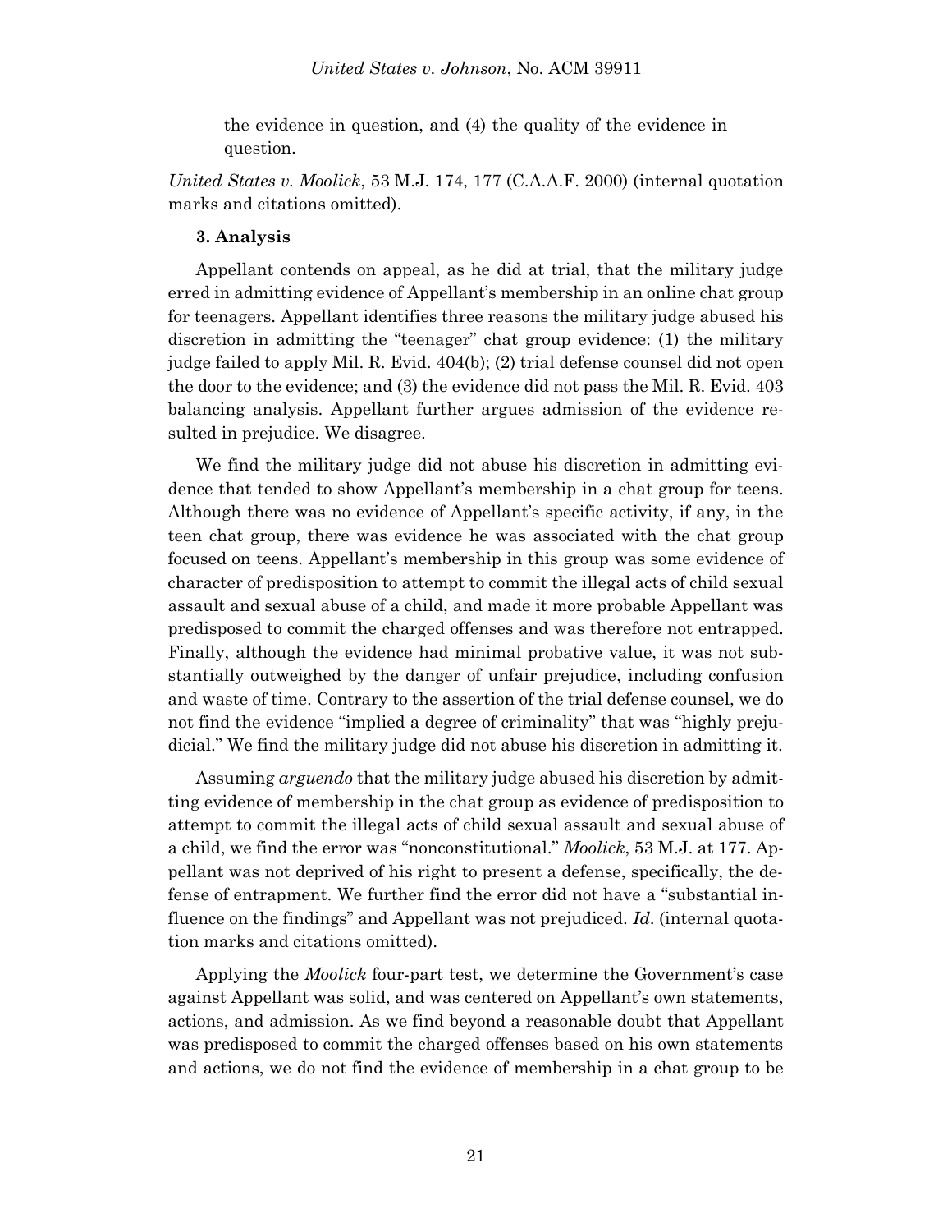the evidence in question, and (4) the quality of the evidence in question.

*United States v. Moolick*, 53 M.J. 174, 177 (C.A.A.F. 2000) (internal quotation marks and citations omitted).

**3. Analysis**

Appellant contends on appeal, as he did at trial, that the military judge erred in admitting evidence of Appellant's membership in an online chat group for teenagers. Appellant identifies three reasons the military judge abused his discretion in admitting the "teenager" chat group evidence: (1) the military judge failed to apply Mil. R. Evid. 404(b); (2) trial defense counsel did not open the door to the evidence; and (3) the evidence did not pass the Mil. R. Evid. 403 balancing analysis. Appellant further argues admission of the evidence resulted in prejudice. We disagree.

We find the military judge did not abuse his discretion in admitting evidence that tended to show Appellant's membership in a chat group for teens. Although there was no evidence of Appellant's specific activity, if any, in the teen chat group, there was evidence he was associated with the chat group focused on teens. Appellant's membership in this group was some evidence of character of predisposition to attempt to commit the illegal acts of child sexual assault and sexual abuse of a child, and made it more probable Appellant was predisposed to commit the charged offenses and was therefore not entrapped. Finally, although the evidence had minimal probative value, it was not substantially outweighed by the danger of unfair prejudice, including confusion and waste of time. Contrary to the assertion of the trial defense counsel, we do not find the evidence "implied a degree of criminality" that was "highly prejudicial." We find the military judge did not abuse his discretion in admitting it.

Assuming *arguendo* that the military judge abused his discretion by admitting evidence of membership in the chat group as evidence of predisposition to attempt to commit the illegal acts of child sexual assault and sexual abuse of a child, we find the error was "nonconstitutional." *Moolick*, 53 M.J. at 177. Appellant was not deprived of his right to present a defense, specifically, the defense of entrapment. We further find the error did not have a "substantial influence on the findings" and Appellant was not prejudiced. *Id*. (internal quotation marks and citations omitted).

Applying the *Moolick* four-part test, we determine the Government's case against Appellant was solid, and was centered on Appellant's own statements, actions, and admission. As we find beyond a reasonable doubt that Appellant was predisposed to commit the charged offenses based on his own statements and actions, we do not find the evidence of membership in a chat group to be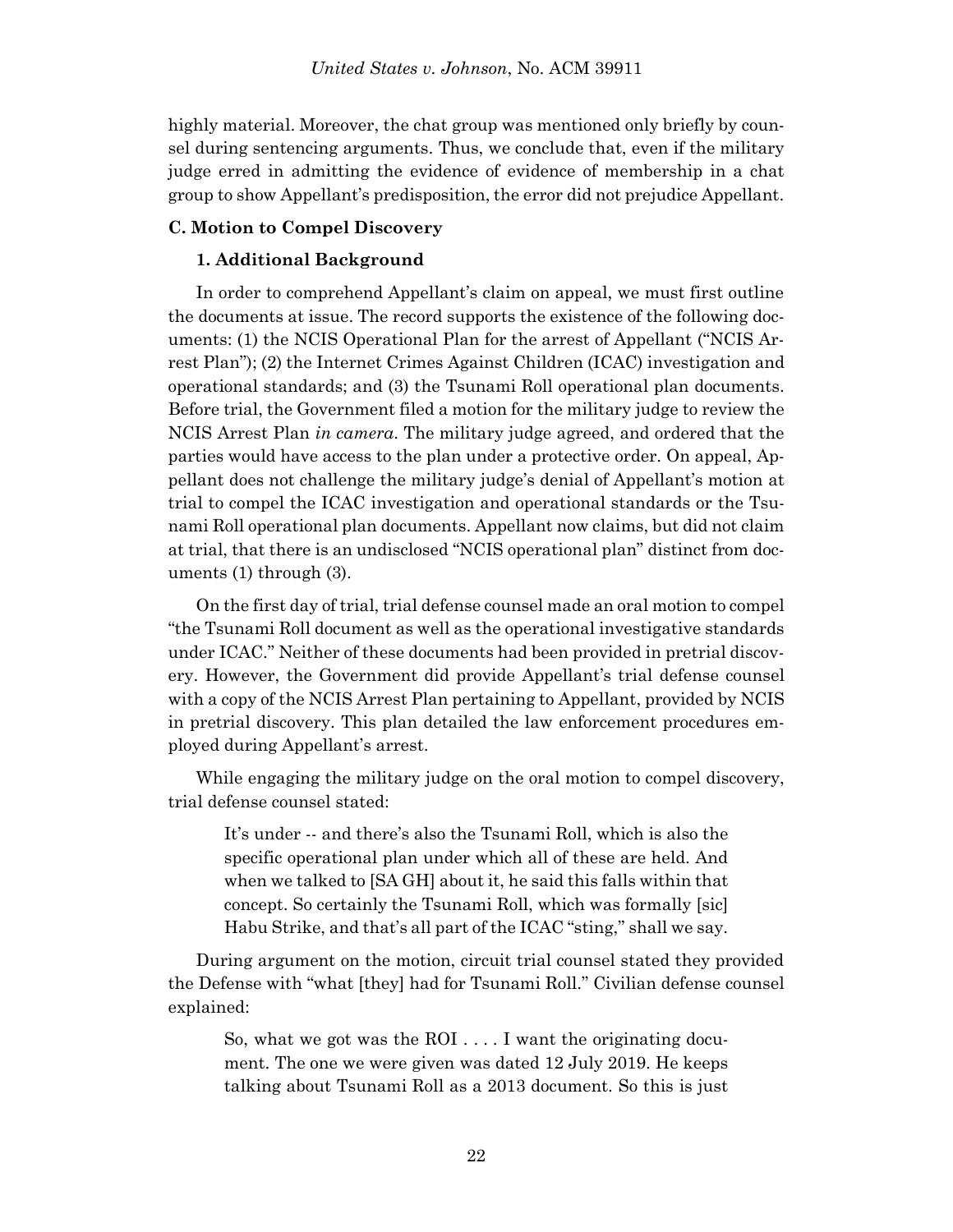highly material. Moreover, the chat group was mentioned only briefly by counsel during sentencing arguments. Thus, we conclude that, even if the military judge erred in admitting the evidence of evidence of membership in a chat group to show Appellant's predisposition, the error did not prejudice Appellant.

### C. Motion to Compel Discovery

#### 1. Additional Background

In order to comprehend Appellant's claim on appeal, we must first outline the documents at issue. The record supports the existence of the following documents: (1) the NCIS Operational Plan for the arrest of Appellant ("NCIS Arrest Plan"); (2) the Internet Crimes Against Children (ICAC) investigation and operational standards; and (3) the Tsunami Roll operational plan documents. Before trial, the Government filed a motion for the military judge to review the NCIS Arrest Plan *in camera*. The military judge agreed, and ordered that the parties would have access to the plan under a protective order. On appeal, Appellant does not challenge the military judge's denial of Appellant's motion at trial to compel the ICAC investigation and operational standards or the Tsunami Roll operational plan documents. Appellant now claims, but did not claim at trial, that there is an undisclosed "NCIS operational plan" distinct from documents (1) through (3).

On the first day of trial, trial defense counsel made an oral motion to compel "the Tsunami Roll document as well as the operational investigative standards under ICAC." Neither of these documents had been provided in pretrial discovery. However, the Government did provide Appellant's trial defense counsel with a copy of the NCIS Arrest Plan pertaining to Appellant, provided by NCIS in pretrial discovery. This plan detailed the law enforcement procedures employed during Appellant's arrest.

While engaging the military judge on the oral motion to compel discovery, trial defense counsel stated:

> It's under -- and there's also the Tsunami Roll, which is also the specific operational plan under which all of these are held. And when we talked to [SA GH] about it, he said this falls within that concept. So certainly the Tsunami Roll, which was formally [sic] Habu Strike, and that's all part of the ICAC "sting," shall we say.

During argument on the motion, circuit trial counsel stated they provided the Defense with "what [they] had for Tsunami Roll." Civilian defense counsel explained:

> So, what we got was the ROI . . . . I want the originating document. The one we were given was dated 12 July 2019. He keeps talking about Tsunami Roll as a 2013 document. So this is just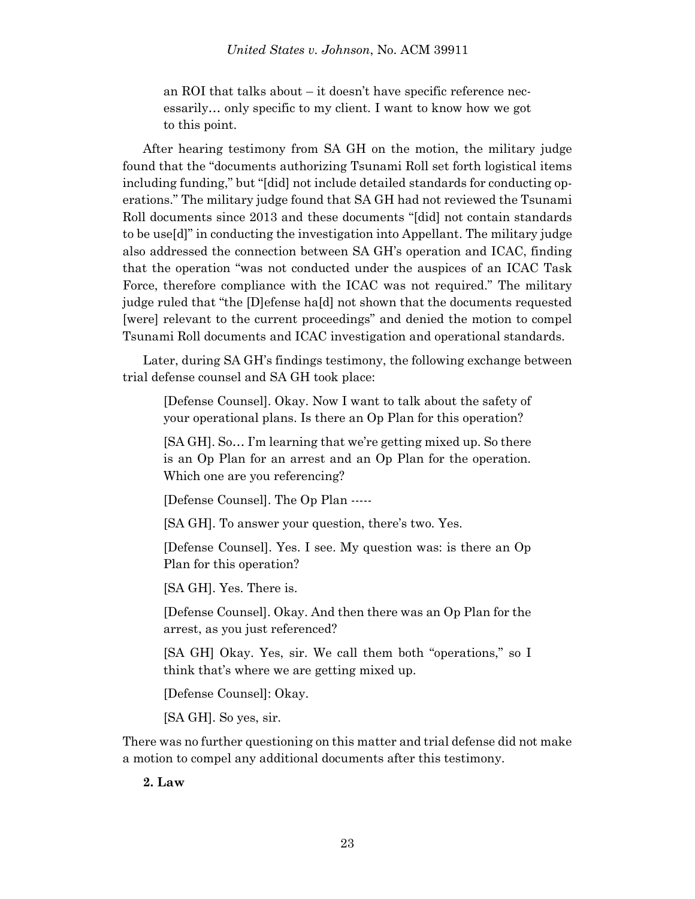> an ROI that talks about – it doesn't have specific reference necessarily… only specific to my client. I want to know how we got to this point.

After hearing testimony from SA GH on the motion, the military judge found that the "documents authorizing Tsunami Roll set forth logistical items including funding," but "[did] not include detailed standards for conducting operations." The military judge found that SA GH had not reviewed the Tsunami Roll documents since 2013 and these documents "[did] not contain standards to be use[d]" in conducting the investigation into Appellant. The military judge also addressed the connection between SA GH's operation and ICAC, finding that the operation "was not conducted under the auspices of an ICAC Task Force, therefore compliance with the ICAC was not required." The military judge ruled that "the [D]efense ha[d] not shown that the documents requested [were] relevant to the current proceedings" and denied the motion to compel Tsunami Roll documents and ICAC investigation and operational standards.

Later, during SA GH's findings testimony, the following exchange between trial defense counsel and SA GH took place:

> [Defense Counsel]. Okay. Now I want to talk about the safety of your operational plans. Is there an Op Plan for this operation?
>
> [SA GH]. So… I'm learning that we're getting mixed up. So there is an Op Plan for an arrest and an Op Plan for the operation. Which one are you referencing?
>
> [Defense Counsel]. The Op Plan -----
>
> [SA GH]. To answer your question, there's two. Yes.
>
> [Defense Counsel]. Yes. I see. My question was: is there an Op Plan for this operation?
>
> [SA GH]. Yes. There is.
>
> [Defense Counsel]. Okay. And then there was an Op Plan for the arrest, as you just referenced?
>
> [SA GH] Okay. Yes, sir. We call them both "operations," so I think that's where we are getting mixed up.
>
> [Defense Counsel]: Okay.
>
> [SA GH]. So yes, sir.

There was no further questioning on this matter and trial defense did not make a motion to compel any additional documents after this testimony.

**2. Law**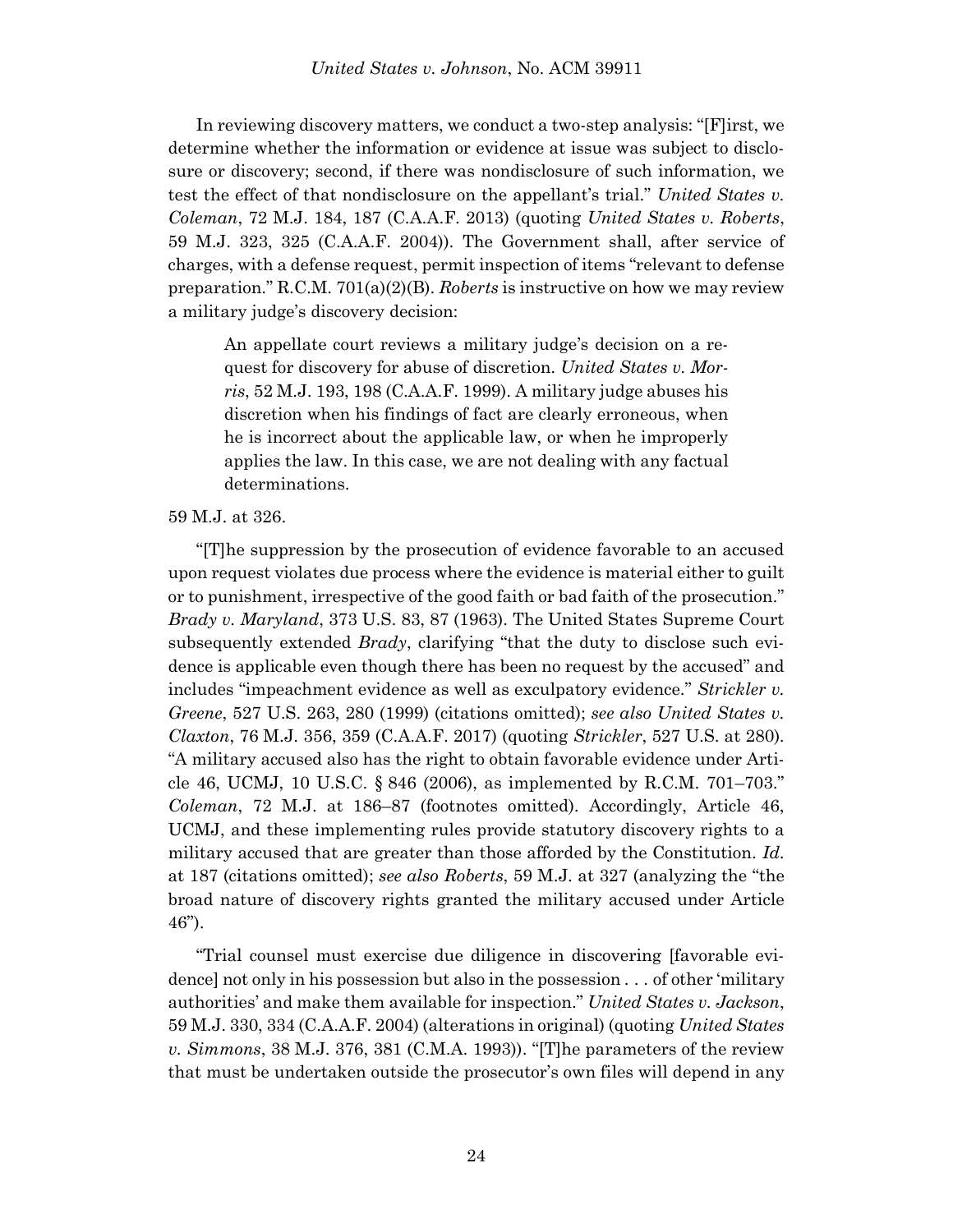In reviewing discovery matters, we conduct a two-step analysis: "[F]irst, we determine whether the information or evidence at issue was subject to disclosure or discovery; second, if there was nondisclosure of such information, we test the effect of that nondisclosure on the appellant's trial." *United States v. Coleman*, 72 M.J. 184, 187 (C.A.A.F. 2013) (quoting *United States v. Roberts*, 59 M.J. 323, 325 (C.A.A.F. 2004)). The Government shall, after service of charges, with a defense request, permit inspection of items "relevant to defense preparation." R.C.M. 701(a)(2)(B). *Roberts* is instructive on how we may review a military judge's discovery decision:

> An appellate court reviews a military judge's decision on a request for discovery for abuse of discretion. *United States v. Morris*, 52 M.J. 193, 198 (C.A.A.F. 1999). A military judge abuses his discretion when his findings of fact are clearly erroneous, when he is incorrect about the applicable law, or when he improperly applies the law. In this case, we are not dealing with any factual determinations.

59 M.J. at 326.

"[T]he suppression by the prosecution of evidence favorable to an accused upon request violates due process where the evidence is material either to guilt or to punishment, irrespective of the good faith or bad faith of the prosecution." *Brady v. Maryland*, 373 U.S. 83, 87 (1963). The United States Supreme Court subsequently extended *Brady*, clarifying "that the duty to disclose such evidence is applicable even though there has been no request by the accused" and includes "impeachment evidence as well as exculpatory evidence." *Strickler v. Greene*, 527 U.S. 263, 280 (1999) (citations omitted); *see also United States v. Claxton*, 76 M.J. 356, 359 (C.A.A.F. 2017) (quoting *Strickler*, 527 U.S. at 280). "A military accused also has the right to obtain favorable evidence under Article 46, UCMJ, 10 U.S.C. § 846 (2006), as implemented by R.C.M. 701–703." *Coleman*, 72 M.J. at 186–87 (footnotes omitted). Accordingly, Article 46, UCMJ, and these implementing rules provide statutory discovery rights to a military accused that are greater than those afforded by the Constitution. *Id.* at 187 (citations omitted); *see also Roberts*, 59 M.J. at 327 (analyzing the "the broad nature of discovery rights granted the military accused under Article 46").

"Trial counsel must exercise due diligence in discovering [favorable evidence] not only in his possession but also in the possession . . . of other 'military authorities' and make them available for inspection." *United States v. Jackson*, 59 M.J. 330, 334 (C.A.A.F. 2004) (alterations in original) (quoting *United States v. Simmons*, 38 M.J. 376, 381 (C.M.A. 1993)). "[T]he parameters of the review that must be undertaken outside the prosecutor's own files will depend in any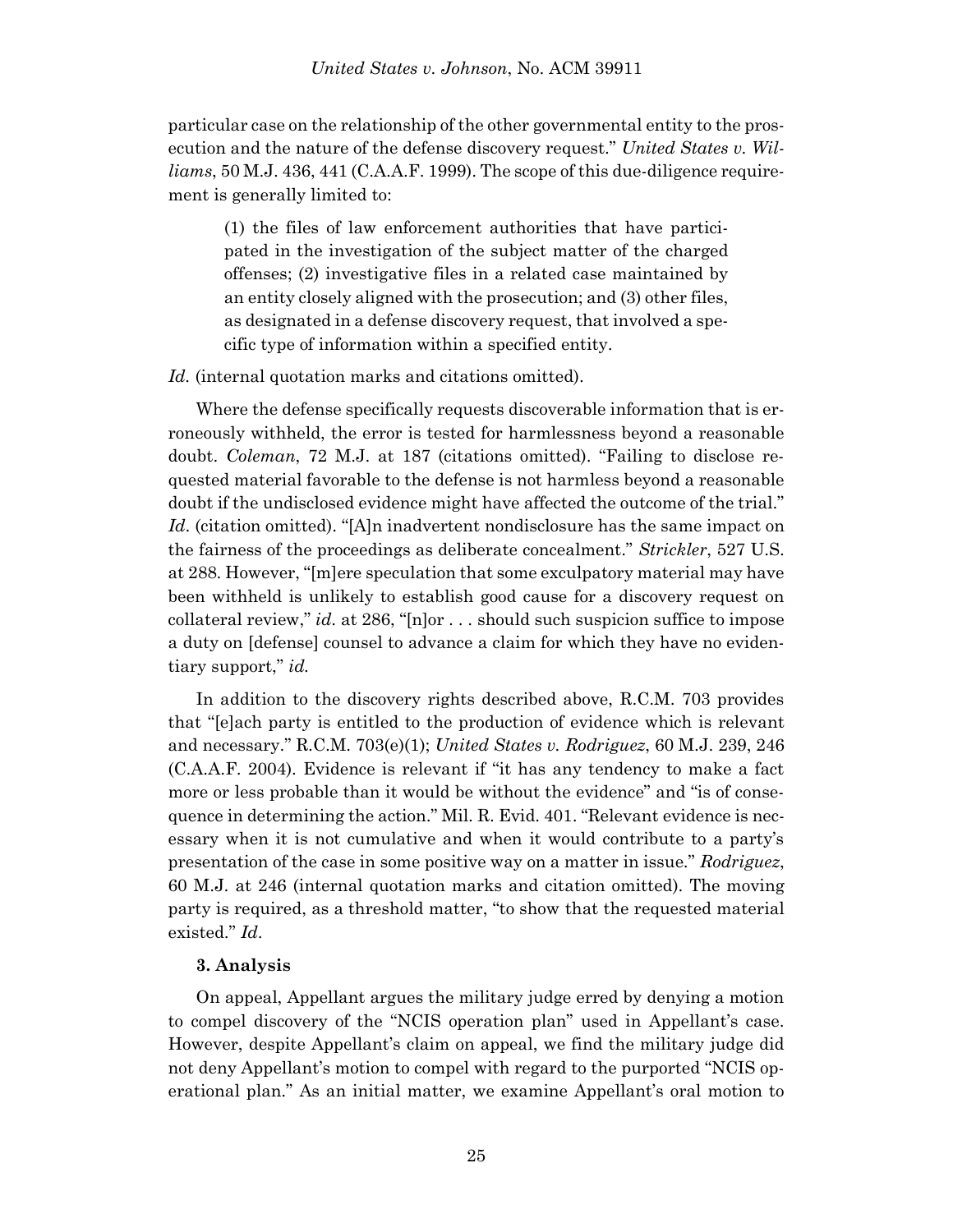particular case on the relationship of the other governmental entity to the prosecution and the nature of the defense discovery request." *United States v. Williams*, 50 M.J. 436, 441 (C.A.A.F. 1999). The scope of this due-diligence requirement is generally limited to:

> (1) the files of law enforcement authorities that have participated in the investigation of the subject matter of the charged offenses; (2) investigative files in a related case maintained by an entity closely aligned with the prosecution; and (3) other files, as designated in a defense discovery request, that involved a specific type of information within a specified entity.

*Id.* (internal quotation marks and citations omitted).

Where the defense specifically requests discoverable information that is erroneously withheld, the error is tested for harmlessness beyond a reasonable doubt. *Coleman*, 72 M.J. at 187 (citations omitted). "Failing to disclose requested material favorable to the defense is not harmless beyond a reasonable doubt if the undisclosed evidence might have affected the outcome of the trial." *Id*. (citation omitted). "[A]n inadvertent nondisclosure has the same impact on the fairness of the proceedings as deliberate concealment." *Strickler*, 527 U.S. at 288. However, "[m]ere speculation that some exculpatory material may have been withheld is unlikely to establish good cause for a discovery request on collateral review," *id.* at 286, "[n]or . . . should such suspicion suffice to impose a duty on [defense] counsel to advance a claim for which they have no evidentiary support," *id.*

In addition to the discovery rights described above, R.C.M. 703 provides that "[e]ach party is entitled to the production of evidence which is relevant and necessary." R.C.M. 703(e)(1); *United States v. Rodriguez*, 60 M.J. 239, 246 (C.A.A.F. 2004). Evidence is relevant if "it has any tendency to make a fact more or less probable than it would be without the evidence" and "is of consequence in determining the action." Mil. R. Evid. 401. "Relevant evidence is necessary when it is not cumulative and when it would contribute to a party's presentation of the case in some positive way on a matter in issue." *Rodriguez*, 60 M.J. at 246 (internal quotation marks and citation omitted). The moving party is required, as a threshold matter, "to show that the requested material existed." *Id*.

### 3. Analysis

On appeal, Appellant argues the military judge erred by denying a motion to compel discovery of the "NCIS operation plan" used in Appellant's case. However, despite Appellant's claim on appeal, we find the military judge did not deny Appellant's motion to compel with regard to the purported "NCIS operational plan." As an initial matter, we examine Appellant's oral motion to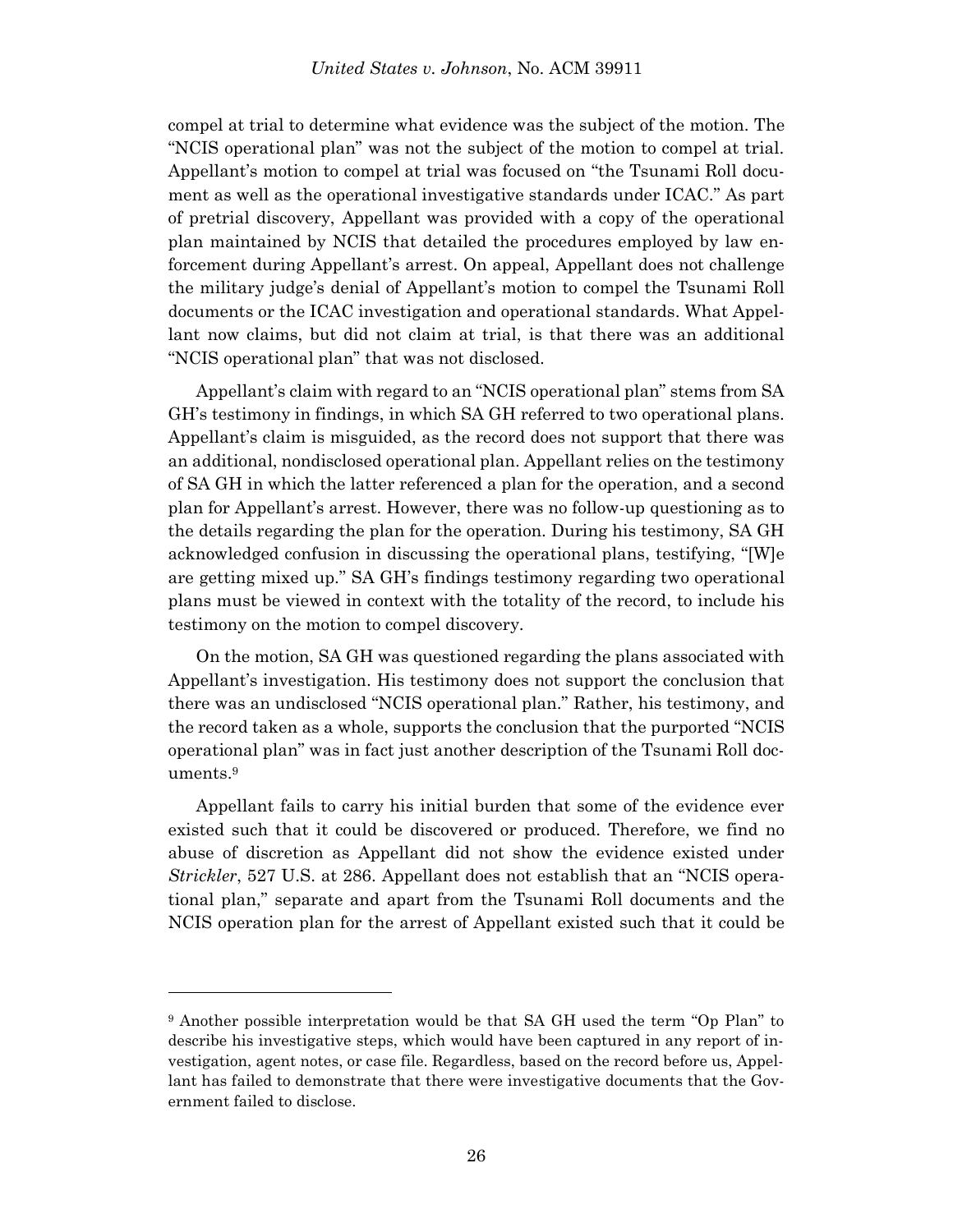compel at trial to determine what evidence was the subject of the motion. The "NCIS operational plan" was not the subject of the motion to compel at trial. Appellant's motion to compel at trial was focused on "the Tsunami Roll document as well as the operational investigative standards under ICAC." As part of pretrial discovery, Appellant was provided with a copy of the operational plan maintained by NCIS that detailed the procedures employed by law enforcement during Appellant's arrest. On appeal, Appellant does not challenge the military judge's denial of Appellant's motion to compel the Tsunami Roll documents or the ICAC investigation and operational standards. What Appellant now claims, but did not claim at trial, is that there was an additional "NCIS operational plan" that was not disclosed.

Appellant's claim with regard to an "NCIS operational plan" stems from SA GH's testimony in findings, in which SA GH referred to two operational plans. Appellant's claim is misguided, as the record does not support that there was an additional, nondisclosed operational plan. Appellant relies on the testimony of SA GH in which the latter referenced a plan for the operation, and a second plan for Appellant's arrest. However, there was no follow-up questioning as to the details regarding the plan for the operation. During his testimony, SA GH acknowledged confusion in discussing the operational plans, testifying, "[W]e are getting mixed up." SA GH's findings testimony regarding two operational plans must be viewed in context with the totality of the record, to include his testimony on the motion to compel discovery.

On the motion, SA GH was questioned regarding the plans associated with Appellant's investigation. His testimony does not support the conclusion that there was an undisclosed "NCIS operational plan." Rather, his testimony, and the record taken as a whole, supports the conclusion that the purported "NCIS operational plan" was in fact just another description of the Tsunami Roll documents.[9]

Appellant fails to carry his initial burden that some of the evidence ever existed such that it could be discovered or produced. Therefore, we find no abuse of discretion as Appellant did not show the evidence existed under *Strickler*, 527 U.S. at 286. Appellant does not establish that an "NCIS operational plan," separate and apart from the Tsunami Roll documents and the NCIS operation plan for the arrest of Appellant existed such that it could be

[9] Another possible interpretation would be that SA GH used the term "Op Plan" to describe his investigative steps, which would have been captured in any report of investigation, agent notes, or case file. Regardless, based on the record before us, Appellant has failed to demonstrate that there were investigative documents that the Government failed to disclose.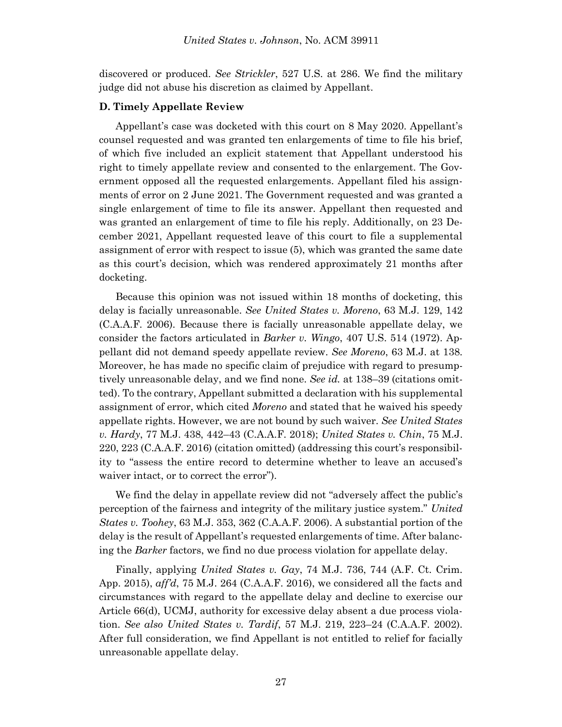discovered or produced. *See Strickler*, 527 U.S. at 286. We find the military judge did not abuse his discretion as claimed by Appellant.

**D. Timely Appellate Review**

Appellant's case was docketed with this court on 8 May 2020. Appellant's counsel requested and was granted ten enlargements of time to file his brief, of which five included an explicit statement that Appellant understood his right to timely appellate review and consented to the enlargement. The Government opposed all the requested enlargements. Appellant filed his assignments of error on 2 June 2021. The Government requested and was granted a single enlargement of time to file its answer. Appellant then requested and was granted an enlargement of time to file his reply. Additionally, on 23 December 2021, Appellant requested leave of this court to file a supplemental assignment of error with respect to issue (5), which was granted the same date as this court's decision, which was rendered approximately 21 months after docketing.

Because this opinion was not issued within 18 months of docketing, this delay is facially unreasonable. *See United States v. Moreno*, 63 M.J. 129, 142 (C.A.A.F. 2006). Because there is facially unreasonable appellate delay, we consider the factors articulated in *Barker v. Wingo*, 407 U.S. 514 (1972). Appellant did not demand speedy appellate review. *See Moreno*, 63 M.J. at 138. Moreover, he has made no specific claim of prejudice with regard to presumptively unreasonable delay, and we find none. *See id.* at 138–39 (citations omitted). To the contrary, Appellant submitted a declaration with his supplemental assignment of error, which cited *Moreno* and stated that he waived his speedy appellate rights. However, we are not bound by such waiver. *See United States v. Hardy*, 77 M.J. 438, 442–43 (C.A.A.F. 2018); *United States v. Chin*, 75 M.J. 220, 223 (C.A.A.F. 2016) (citation omitted) (addressing this court's responsibility to "assess the entire record to determine whether to leave an accused's waiver intact, or to correct the error").

We find the delay in appellate review did not "adversely affect the public's perception of the fairness and integrity of the military justice system." *United States v. Toohey*, 63 M.J. 353, 362 (C.A.A.F. 2006). A substantial portion of the delay is the result of Appellant's requested enlargements of time. After balancing the *Barker* factors, we find no due process violation for appellate delay.

Finally, applying *United States v. Gay*, 74 M.J. 736, 744 (A.F. Ct. Crim. App. 2015), *aff'd*, 75 M.J. 264 (C.A.A.F. 2016), we considered all the facts and circumstances with regard to the appellate delay and decline to exercise our Article 66(d), UCMJ, authority for excessive delay absent a due process violation. *See also United States v. Tardif*, 57 M.J. 219, 223–24 (C.A.A.F. 2002). After full consideration, we find Appellant is not entitled to relief for facially unreasonable appellate delay.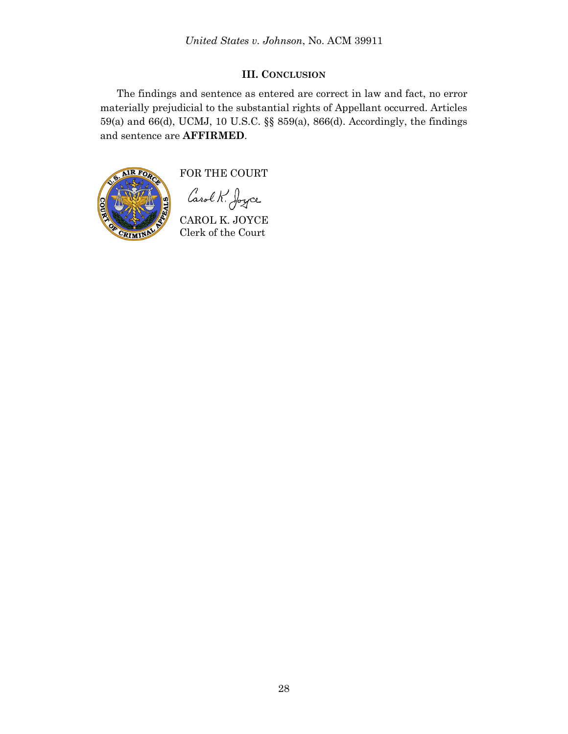### III. CONCLUSION

The findings and sentence as entered are correct in law and fact, no error materially prejudicial to the substantial rights of Appellant occurred. Articles 59(a) and 66(d), UCMJ, 10 U.S.C. §§ 859(a), 866(d). Accordingly, the findings and sentence are **AFFIRMED**.

FOR THE COURT

Carol K. Joyce

CAROL K. JOYCE
Clerk of the Court